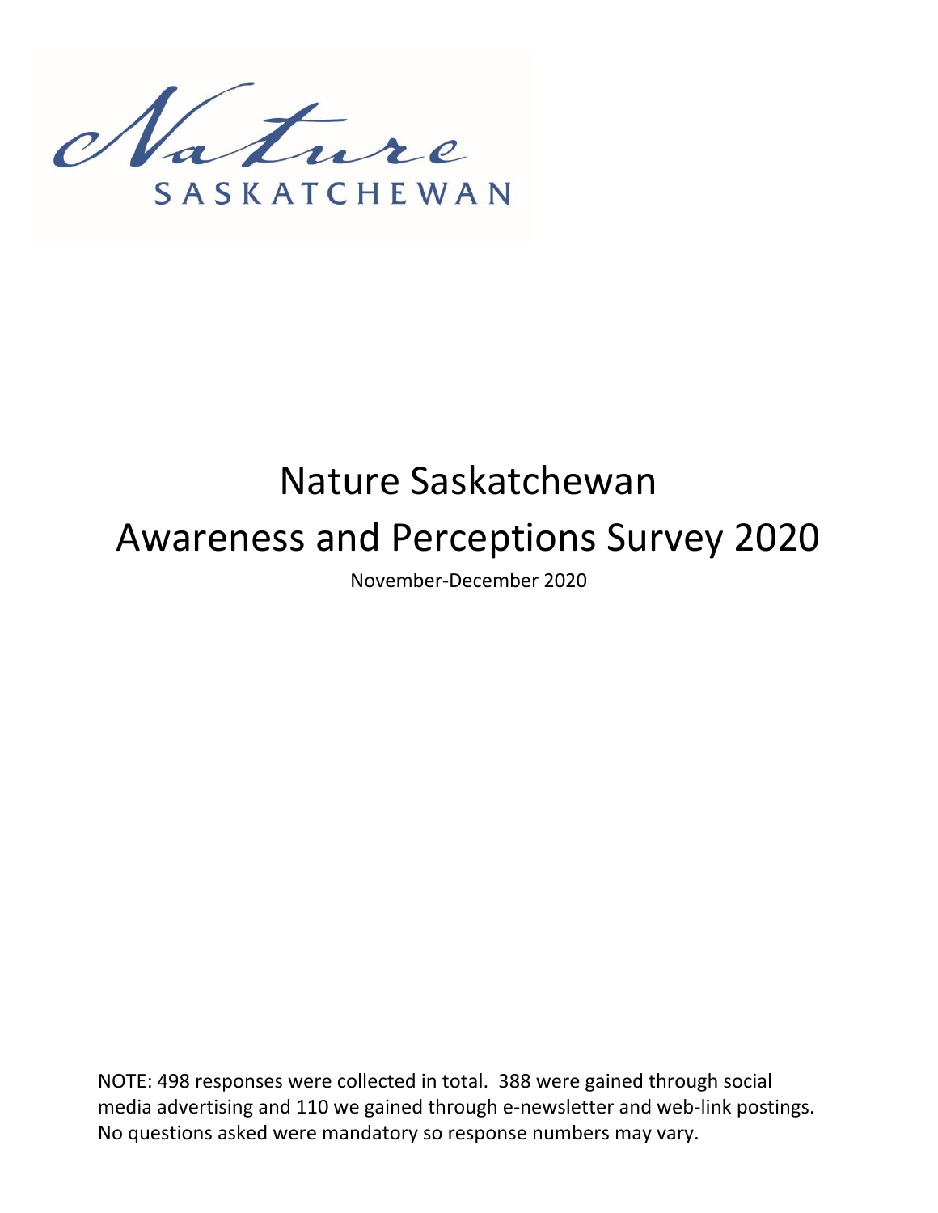Nature SASKATCHEWAN

# Nature Saskatchewan

# Awareness and Perceptions Survey 2020

November-December 2020

NOTE: 498 responses were collected in total. 388 were gained through social media advertising and 110 we gained through e-newsletter and web-link postings. No questions asked were mandatory so response numbers may vary.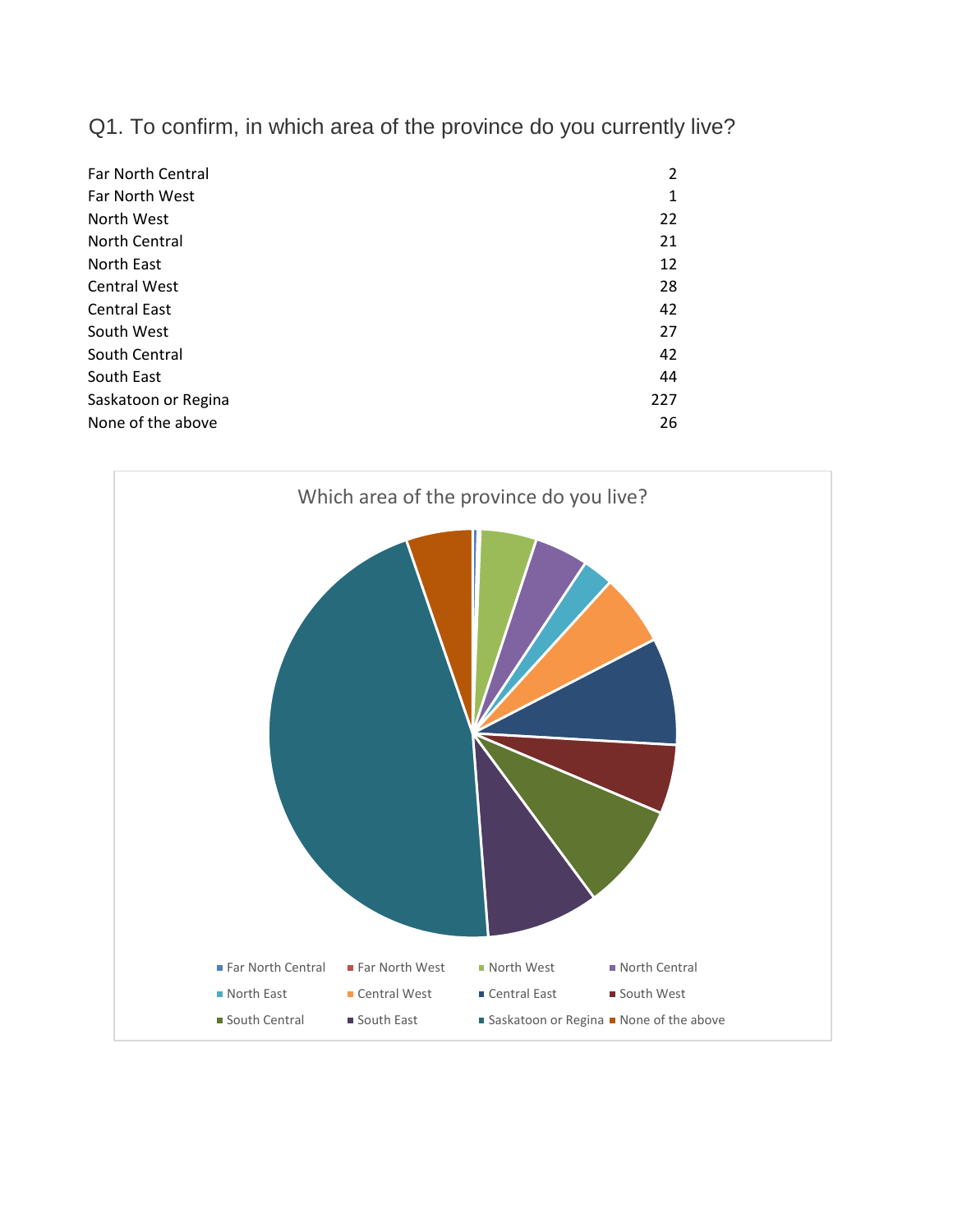## Q1. To confirm, in which area of the province do you currently live?

| | |
|---|---|
| Far North Central | 2 |
| Far North West | 1 |
| North West | 22 |
| North Central | 21 |
| North East | 12 |
| Central West | 28 |
| Central East | 42 |
| South West | 27 |
| South Central | 42 |
| South East | 44 |
| Saskatoon or Regina | 227 |
| None of the above | 26 |

Which area of the province do you live?

Far North Central, Far North West, North West, North Central, North East, Central West, Central East, South West, South Central, South East, Saskatoon or Regina, None of the above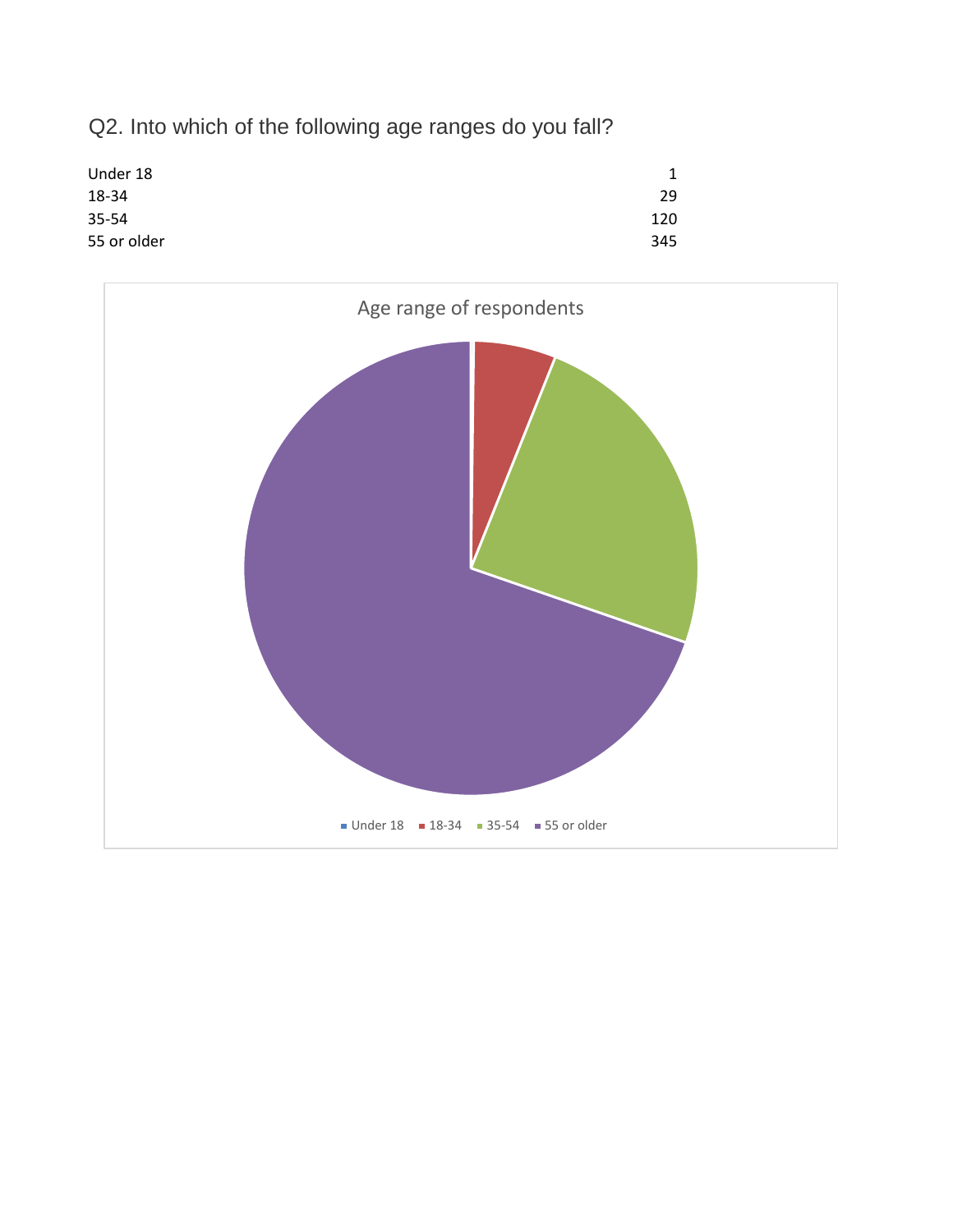Q2. Into which of the following age ranges do you fall?

| | |
|---|---|
| Under 18 | 1 |
| 18-34 | 29 |
| 35-54 | 120 |
| 55 or older | 345 |

Age range of respondents

Under 18 | 18-34 | 35-54 | 55 or older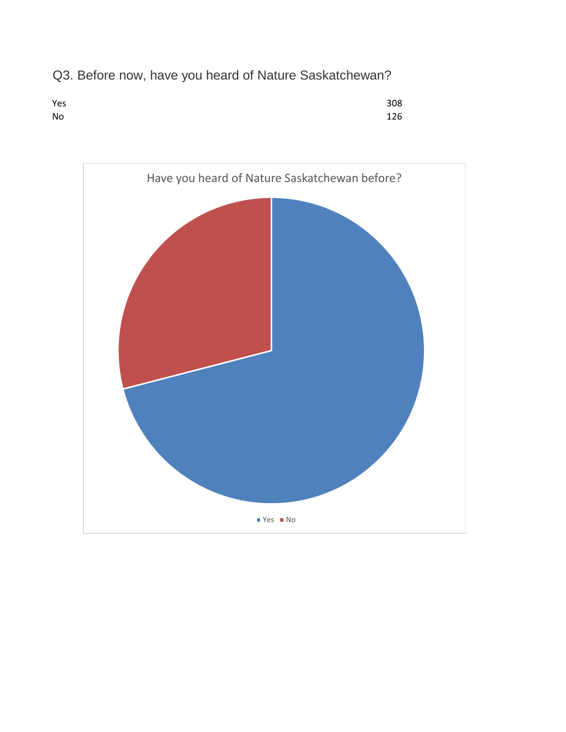Q3. Before now, have you heard of Nature Saskatchewan?

| | |
|---|---|
| Yes | 308 |
| No | 126 |

Have you heard of Nature Saskatchewan before?

Yes No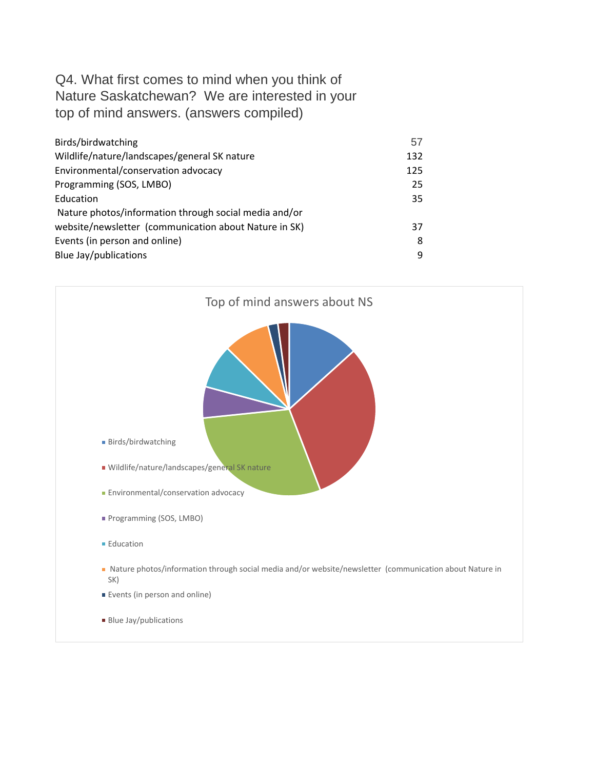Q4. What first comes to mind when you think of Nature Saskatchewan? We are interested in your top of mind answers. (answers compiled)

| | |
|---|---|
| Birds/birdwatching | 57 |
| Wildlife/nature/landscapes/general SK nature | 132 |
| Environmental/conservation advocacy | 125 |
| Programming (SOS, LMBO) | 25 |
| Education | 35 |
| Nature photos/information through social media and/or website/newsletter (communication about Nature in SK) | 37 |
| Events (in person and online) | 8 |
| Blue Jay/publications | 9 |

Top of mind answers about NS

- Birds/birdwatching
- Wildlife/nature/landscapes/general SK nature
- Environmental/conservation advocacy
- Programming (SOS, LMBO)
- Education
- Nature photos/information through social media and/or website/newsletter (communication about Nature in SK)
- Events (in person and online)
- Blue Jay/publications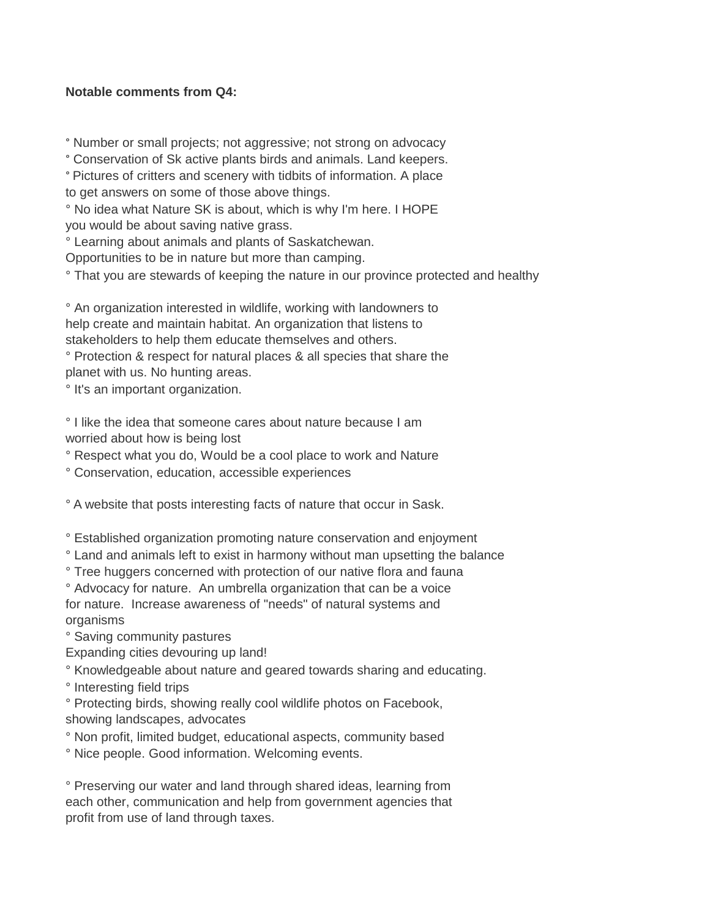**Notable comments from Q4:**

° Number or small projects; not aggressive; not strong on advocacy
° Conservation of Sk active plants birds and animals. Land keepers.
° Pictures of critters and scenery with tidbits of information. A place to get answers on some of those above things.
° No idea what Nature SK is about, which is why I'm here. I HOPE you would be about saving native grass.
° Learning about animals and plants of Saskatchewan.
Opportunities to be in nature but more than camping.
° That you are stewards of keeping the nature in our province protected and healthy

° An organization interested in wildlife, working with landowners to help create and maintain habitat. An organization that listens to stakeholders to help them educate themselves and others.
° Protection & respect for natural places & all species that share the planet with us. No hunting areas.
° It's an important organization.

° I like the idea that someone cares about nature because I am worried about how is being lost
° Respect what you do, Would be a cool place to work and Nature
° Conservation, education, accessible experiences

° A website that posts interesting facts of nature that occur in Sask.

° Established organization promoting nature conservation and enjoyment
° Land and animals left to exist in harmony without man upsetting the balance
° Tree huggers concerned with protection of our native flora and fauna
° Advocacy for nature. An umbrella organization that can be a voice for nature. Increase awareness of "needs" of natural systems and organisms
° Saving community pastures
Expanding cities devouring up land!
° Knowledgeable about nature and geared towards sharing and educating.
° Interesting field trips
° Protecting birds, showing really cool wildlife photos on Facebook, showing landscapes, advocates
° Non profit, limited budget, educational aspects, community based
° Nice people. Good information. Welcoming events.

° Preserving our water and land through shared ideas, learning from each other, communication and help from government agencies that profit from use of land through taxes.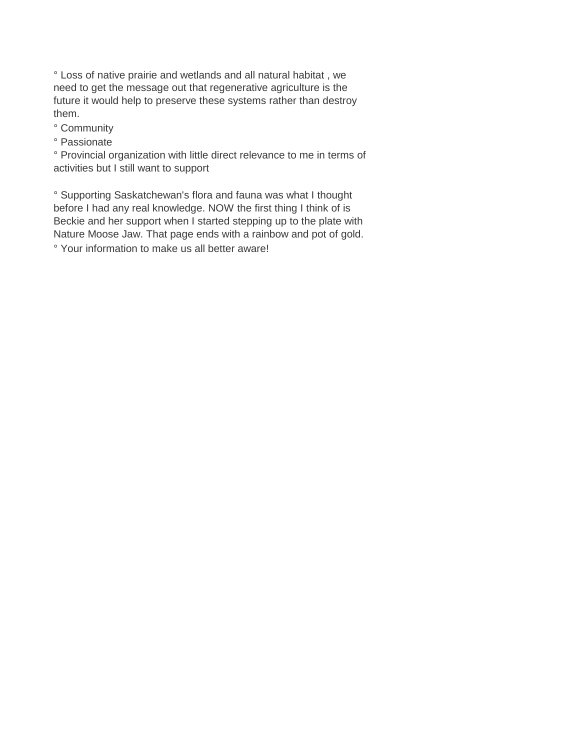° Loss of native prairie and wetlands and all natural habitat , we need to get the message out that regenerative agriculture is the future it would help to preserve these systems rather than destroy them.

° Community

° Passionate

° Provincial organization with little direct relevance to me in terms of activities but I still want to support

° Supporting Saskatchewan's flora and fauna was what I thought before I had any real knowledge. NOW the first thing I think of is Beckie and her support when I started stepping up to the plate with Nature Moose Jaw. That page ends with a rainbow and pot of gold.

° Your information to make us all better aware!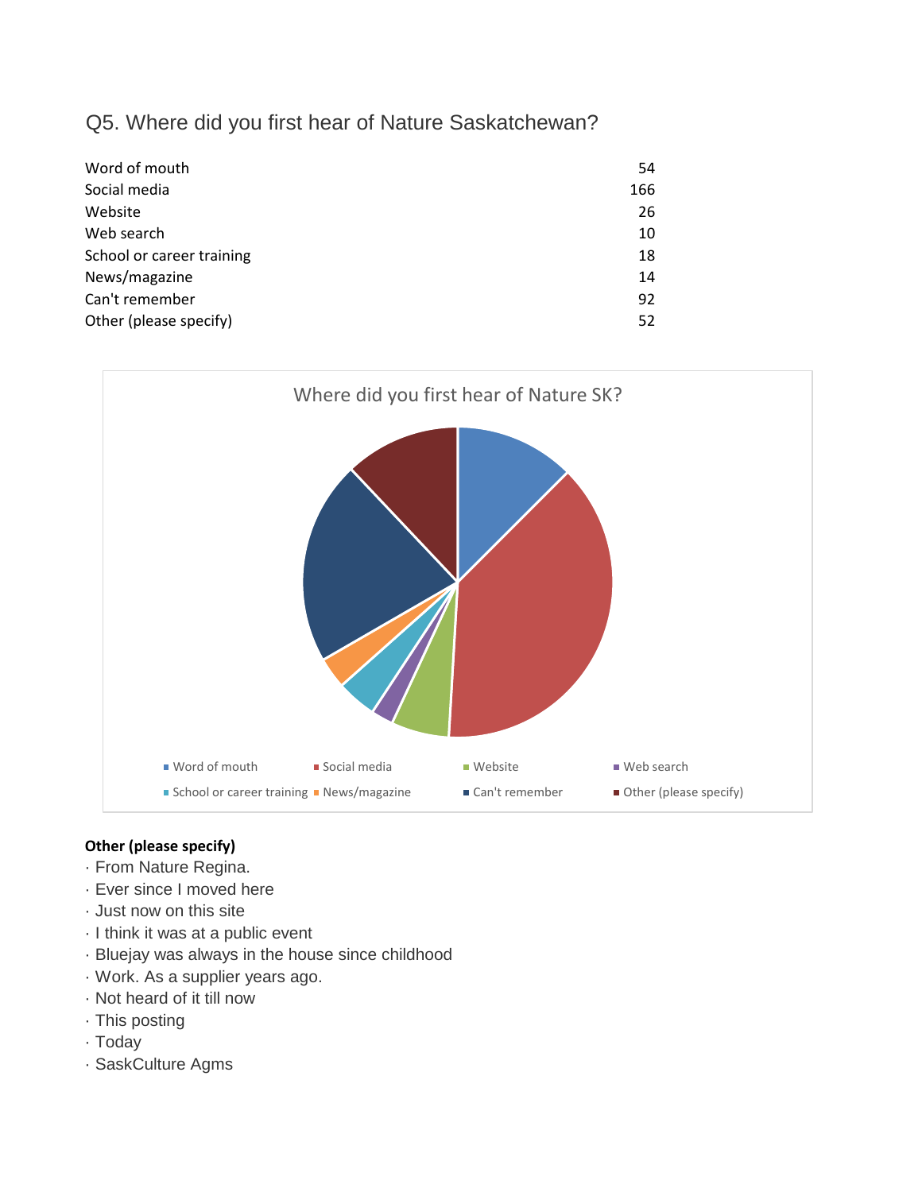## Q5. Where did you first hear of Nature Saskatchewan?

| | |
|---|---|
| Word of mouth | 54 |
| Social media | 166 |
| Website | 26 |
| Web search | 10 |
| School or career training | 18 |
| News/magazine | 14 |
| Can't remember | 92 |
| Other (please specify) | 52 |

**Other (please specify)**

- From Nature Regina.
- Ever since I moved here
- Just now on this site
- I think it was at a public event
- Bluejay was always in the house since childhood
- Work. As a supplier years ago.
- Not heard of it till now
- This posting
- Today
- SaskCulture Agms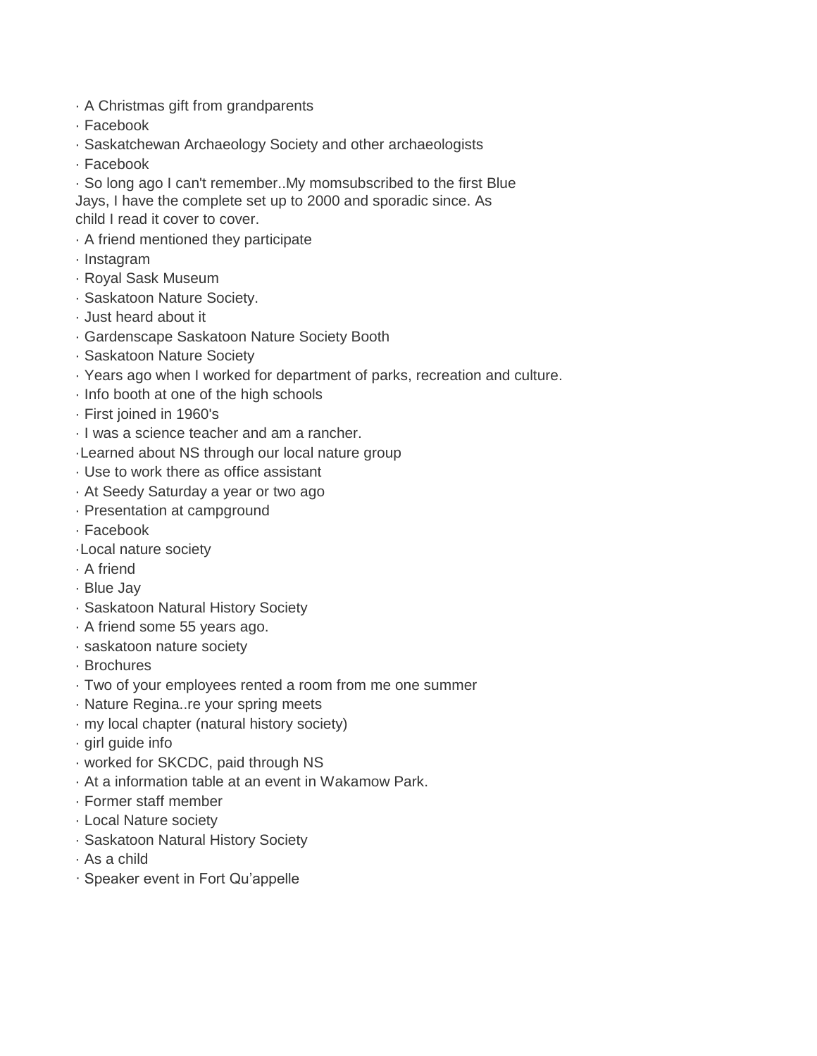- A Christmas gift from grandparents
- Facebook
- Saskatchewan Archaeology Society and other archaeologists
- Facebook
- So long ago I can't remember..My momsubscribed to the first Blue Jays, I have the complete set up to 2000 and sporadic since. As child I read it cover to cover.
- A friend mentioned they participate
- Instagram
- Royal Sask Museum
- Saskatoon Nature Society.
- Just heard about it
- Gardenscape Saskatoon Nature Society Booth
- Saskatoon Nature Society
- Years ago when I worked for department of parks, recreation and culture.
- Info booth at one of the high schools
- First joined in 1960's
- I was a science teacher and am a rancher.
- Learned about NS through our local nature group
- Use to work there as office assistant
- At Seedy Saturday a year or two ago
- Presentation at campground
- Facebook
- Local nature society
- A friend
- Blue Jay
- Saskatoon Natural History Society
- A friend some 55 years ago.
- saskatoon nature society
- Brochures
- Two of your employees rented a room from me one summer
- Nature Regina..re your spring meets
- my local chapter (natural history society)
- girl guide info
- worked for SKCDC, paid through NS
- At a information table at an event in Wakamow Park.
- Former staff member
- Local Nature society
- Saskatoon Natural History Society
- As a child
- Speaker event in Fort Qu'appelle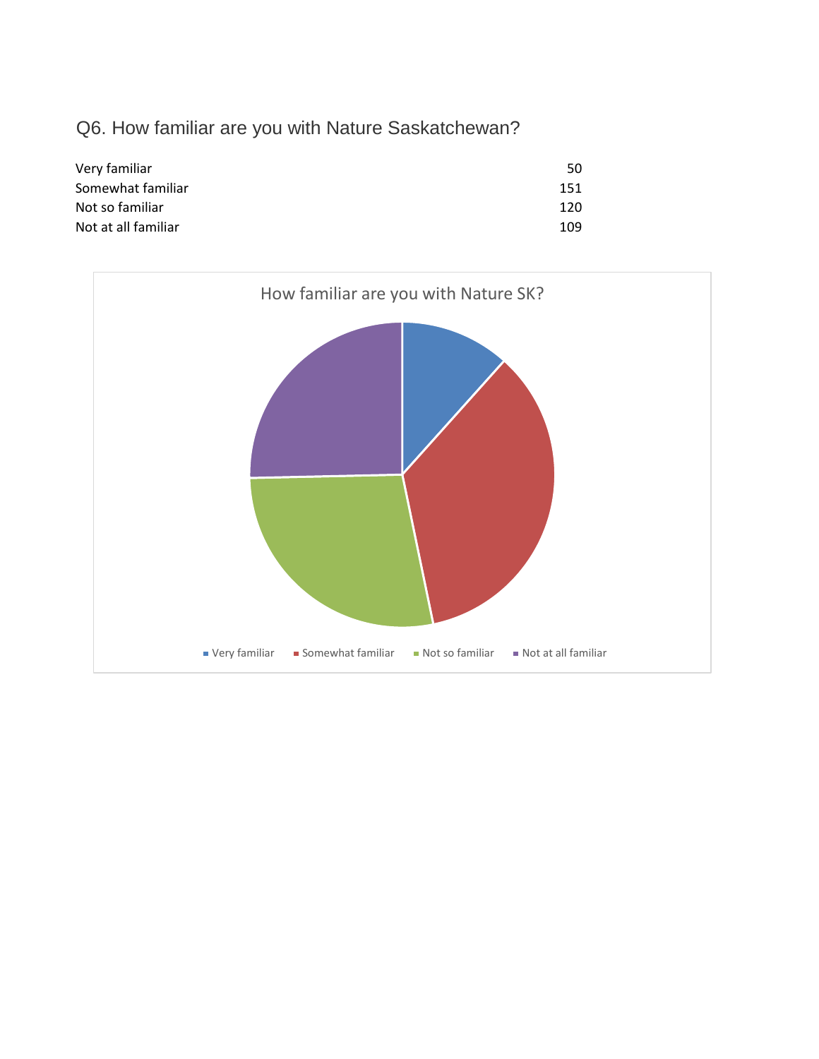## Q6. How familiar are you with Nature Saskatchewan?

| | |
|---|---|
| Very familiar | 50 |
| Somewhat familiar | 151 |
| Not so familiar | 120 |
| Not at all familiar | 109 |

How familiar are you with Nature SK?

Very familiar | Somewhat familiar | Not so familiar | Not at all familiar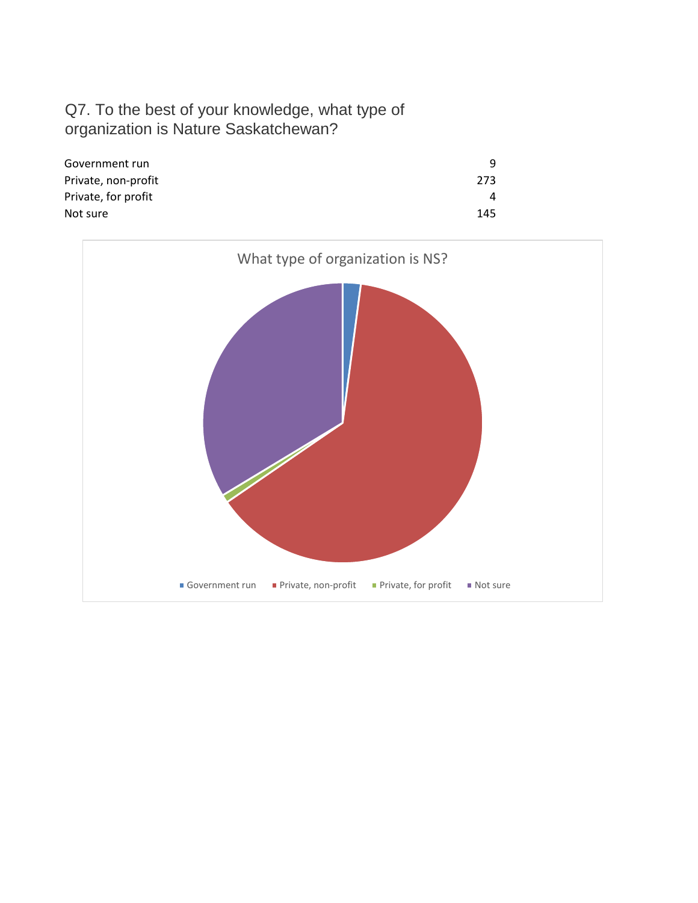Q7. To the best of your knowledge, what type of organization is Nature Saskatchewan?

| | |
|---|---|
| Government run | 9 |
| Private, non-profit | 273 |
| Private, for profit | 4 |
| Not sure | 145 |

What type of organization is NS?

Government run · Private, non-profit · Private, for profit · Not sure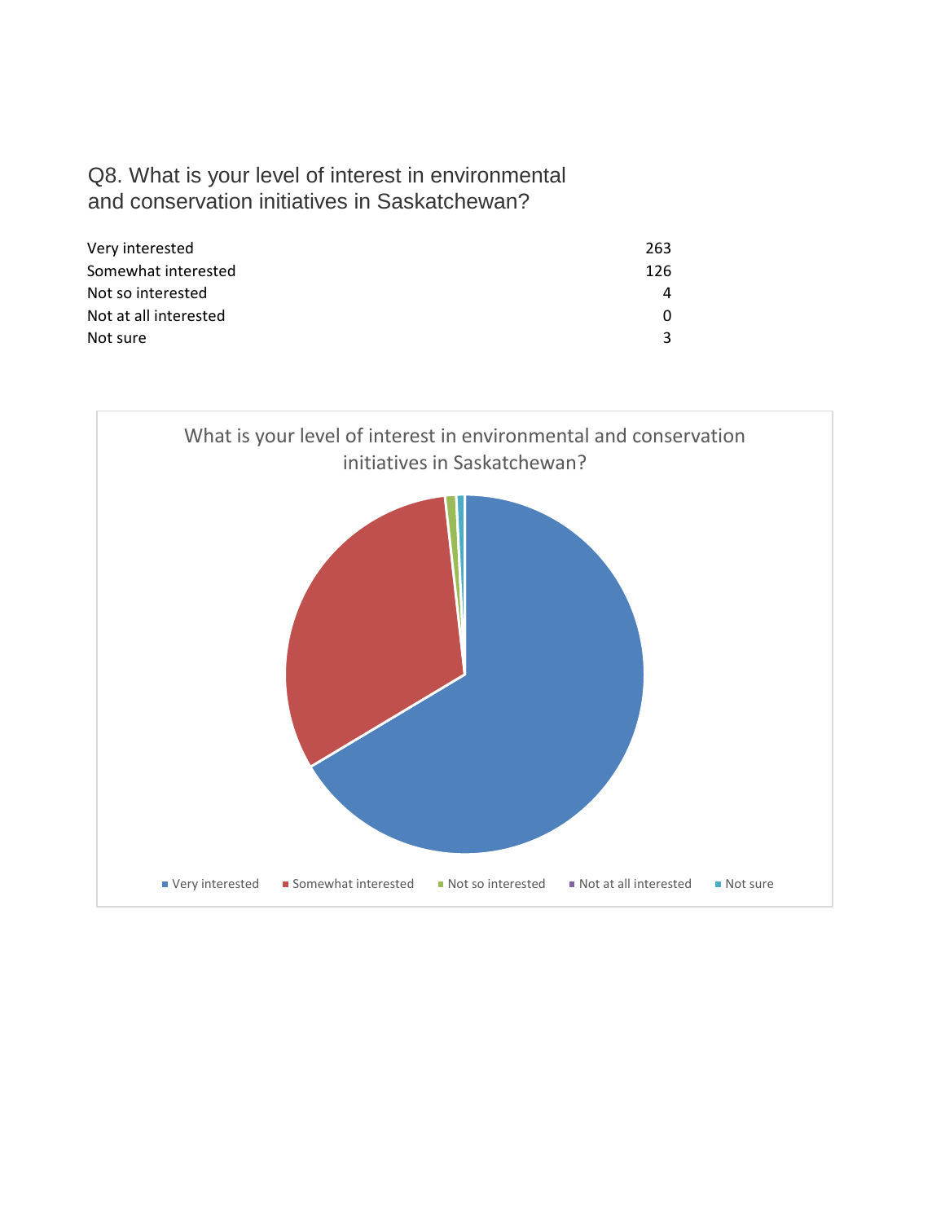## Q8. What is your level of interest in environmental and conservation initiatives in Saskatchewan?

| Response | Count |
|---|---|
| Very interested | 263 |
| Somewhat interested | 126 |
| Not so interested | 4 |
| Not at all interested | 0 |
| Not sure | 3 |

What is your level of interest in environmental and conservation initiatives in Saskatchewan?

Very interested · Somewhat interested · Not so interested · Not at all interested · Not sure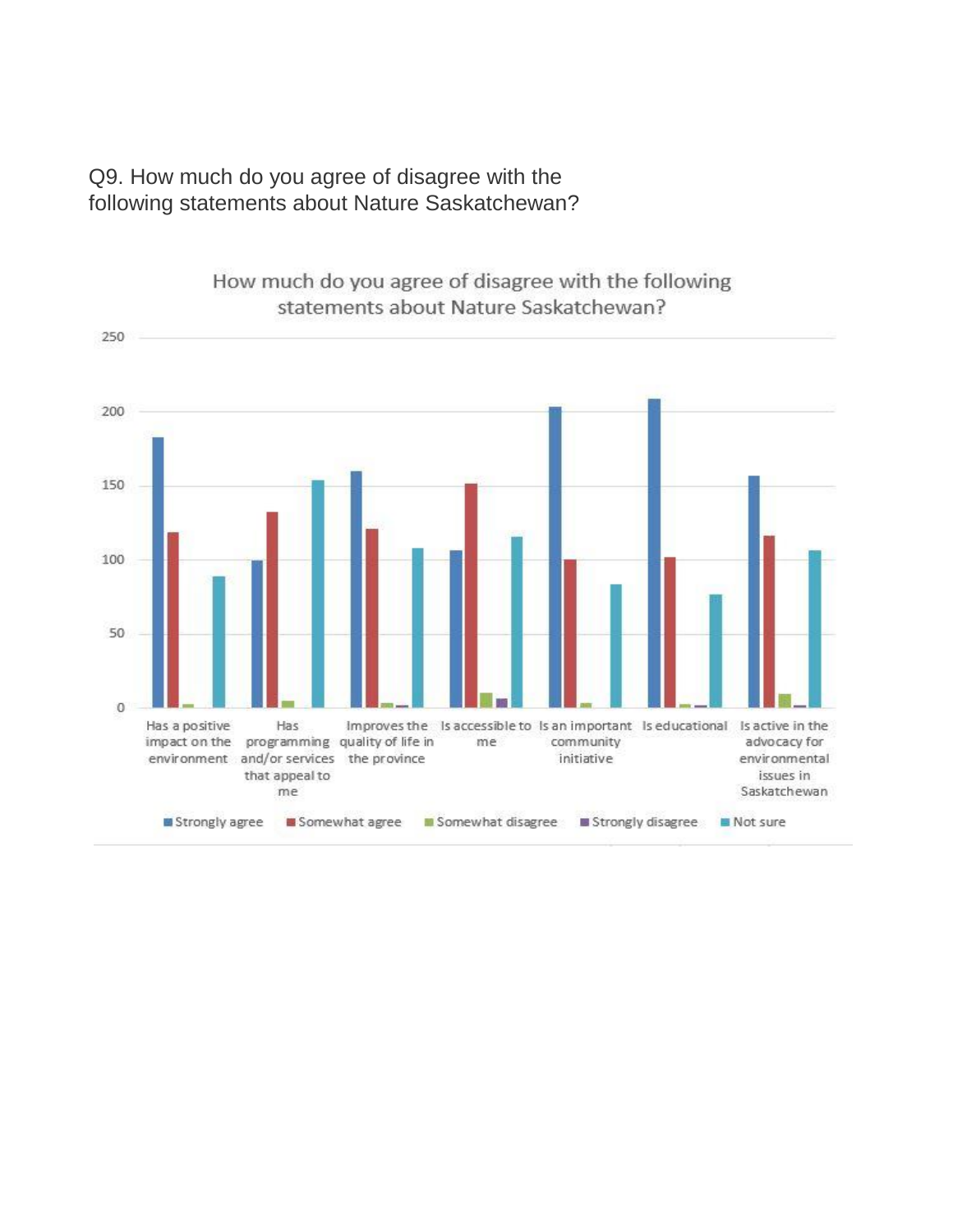Q9. How much do you agree of disagree with the following statements about Nature Saskatchewan?

How much do you agree of disagree with the following statements about Nature Saskatchewan?

| Statement | Strongly agree | Somewhat agree | Somewhat disagree | Strongly disagree | Not sure |
|---|---|---|---|---|---|
| Has a positive impact on the environment | 183 | 119 | 3 | 0 | 89 |
| Has programming and/or services that appeal to me | 100 | 133 | 5 | 0 | 154 |
| Improves the quality of life in the province | 160 | 121 | 4 | 2 | 108 |
| Is accessible to me | 107 | 152 | 10 | 7 | 116 |
| Is an important community initiative | 204 | 101 | 4 | 0 | 84 |
| Is educational | 209 | 102 | 3 | 2 | 77 |
| Is active in the advocacy for environmental issues in Saskatchewan | 157 | 117 | 10 | 2 | 107 |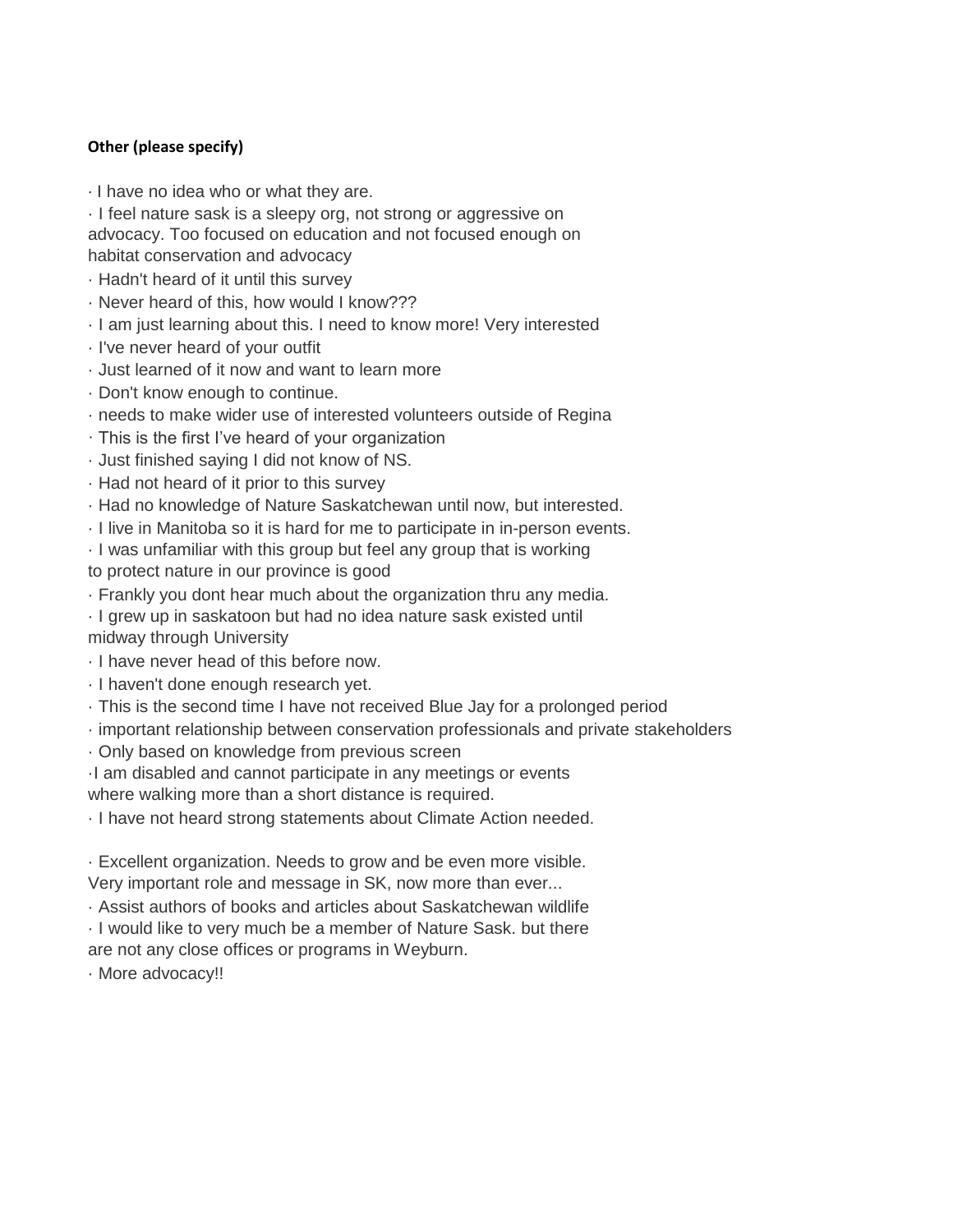**Other (please specify)**

- I have no idea who or what they are.
- I feel nature sask is a sleepy org, not strong or aggressive on advocacy. Too focused on education and not focused enough on habitat conservation and advocacy
- Hadn't heard of it until this survey
- Never heard of this, how would I know???
- I am just learning about this. I need to know more! Very interested
- I've never heard of your outfit
- Just learned of it now and want to learn more
- Don't know enough to continue.
- needs to make wider use of interested volunteers outside of Regina
- This is the first I've heard of your organization
- Just finished saying I did not know of NS.
- Had not heard of it prior to this survey
- Had no knowledge of Nature Saskatchewan until now, but interested.
- I live in Manitoba so it is hard for me to participate in in-person events.
- I was unfamiliar with this group but feel any group that is working to protect nature in our province is good
- Frankly you dont hear much about the organization thru any media.
- I grew up in saskatoon but had no idea nature sask existed until midway through University
- I have never head of this before now.
- I haven't done enough research yet.
- This is the second time I have not received Blue Jay for a prolonged period
- important relationship between conservation professionals and private stakeholders
- Only based on knowledge from previous screen
- I am disabled and cannot participate in any meetings or events where walking more than a short distance is required.
- I have not heard strong statements about Climate Action needed.
- Excellent organization. Needs to grow and be even more visible. Very important role and message in SK, now more than ever...
- Assist authors of books and articles about Saskatchewan wildlife
- I would like to very much be a member of Nature Sask. but there are not any close offices or programs in Weyburn.
- More advocacy!!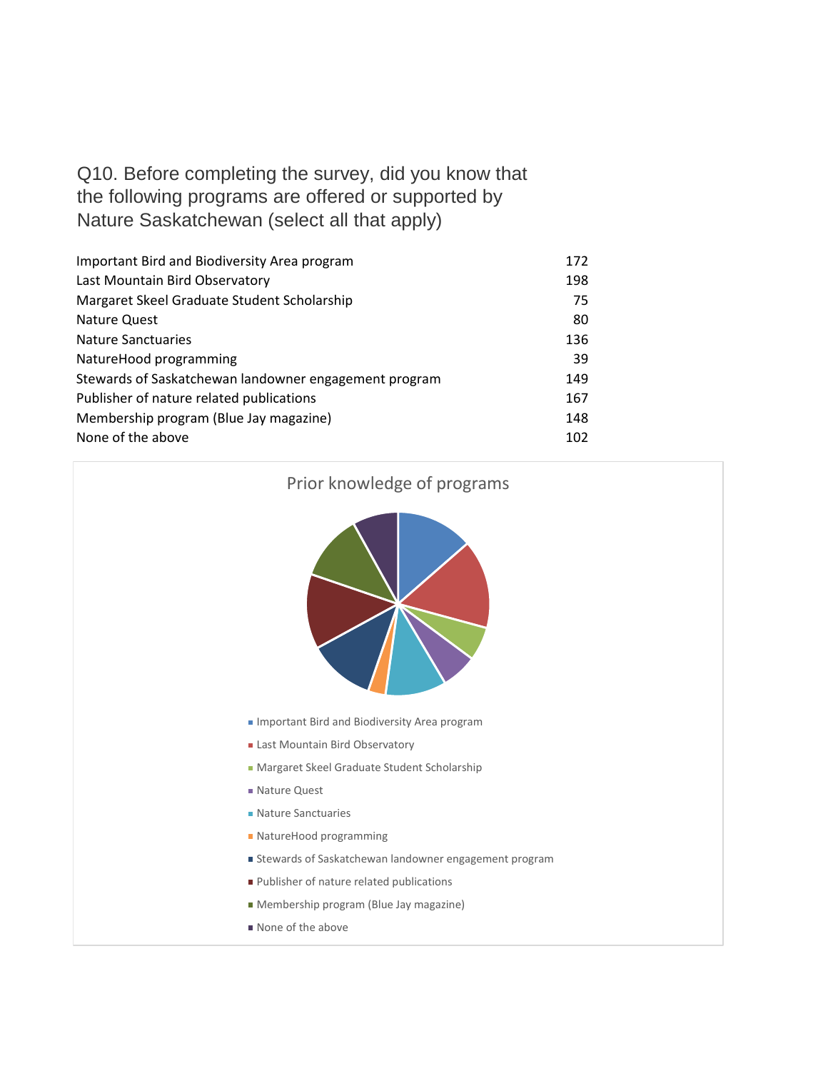Q10. Before completing the survey, did you know that the following programs are offered or supported by Nature Saskatchewan (select all that apply)

| | |
|---|---|
| Important Bird and Biodiversity Area program | 172 |
| Last Mountain Bird Observatory | 198 |
| Margaret Skeel Graduate Student Scholarship | 75 |
| Nature Quest | 80 |
| Nature Sanctuaries | 136 |
| NatureHood programming | 39 |
| Stewards of Saskatchewan landowner engagement program | 149 |
| Publisher of nature related publications | 167 |
| Membership program (Blue Jay magazine) | 148 |
| None of the above | 102 |

Prior knowledge of programs

- Important Bird and Biodiversity Area program
- Last Mountain Bird Observatory
- Margaret Skeel Graduate Student Scholarship
- Nature Quest
- Nature Sanctuaries
- NatureHood programming
- Stewards of Saskatchewan landowner engagement program
- Publisher of nature related publications
- Membership program (Blue Jay magazine)
- None of the above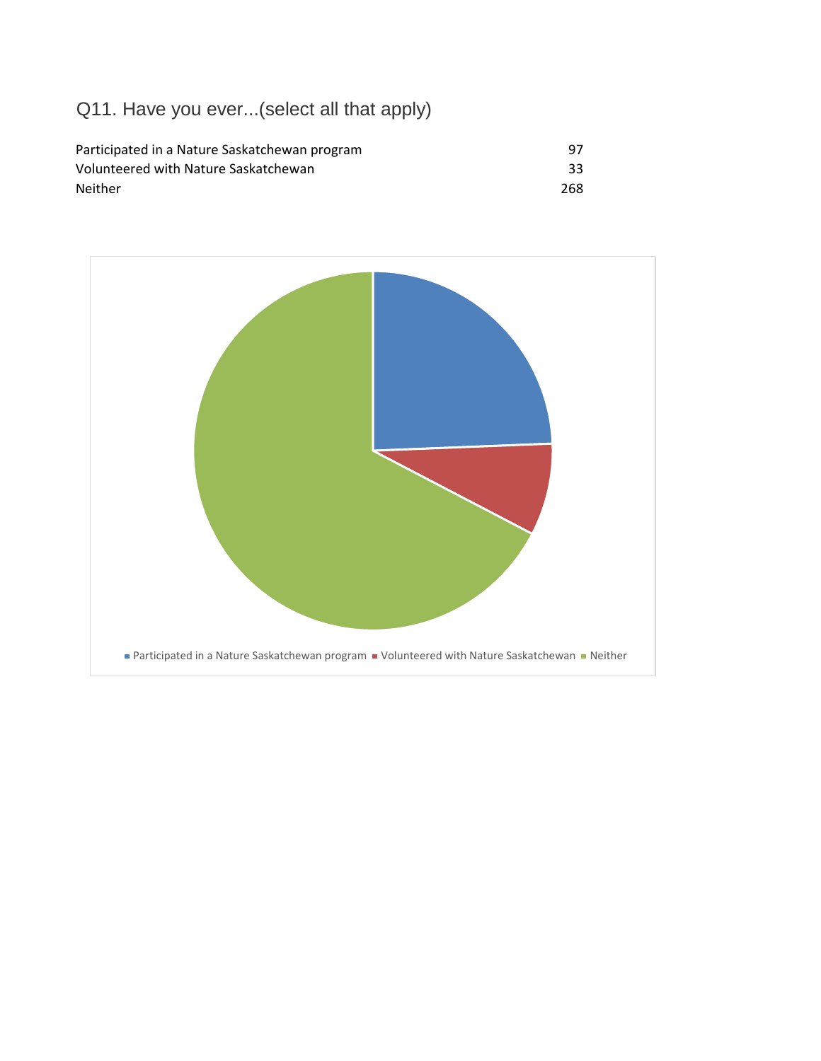## Q11. Have you ever...(select all that apply)

| | |
|---|---|
| Participated in a Nature Saskatchewan program | 97 |
| Volunteered with Nature Saskatchewan | 33 |
| Neither | 268 |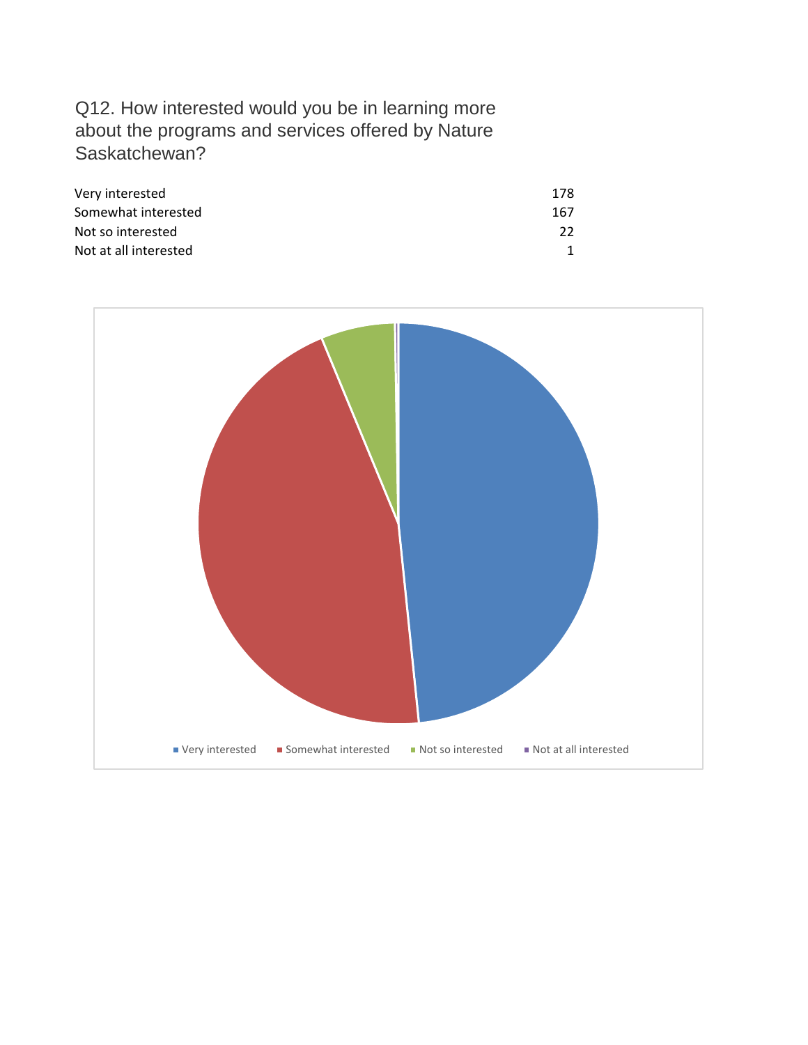Q12. How interested would you be in learning more about the programs and services offered by Nature Saskatchewan?

| | |
|---|---|
| Very interested | 178 |
| Somewhat interested | 167 |
| Not so interested | 22 |
| Not at all interested | 1 |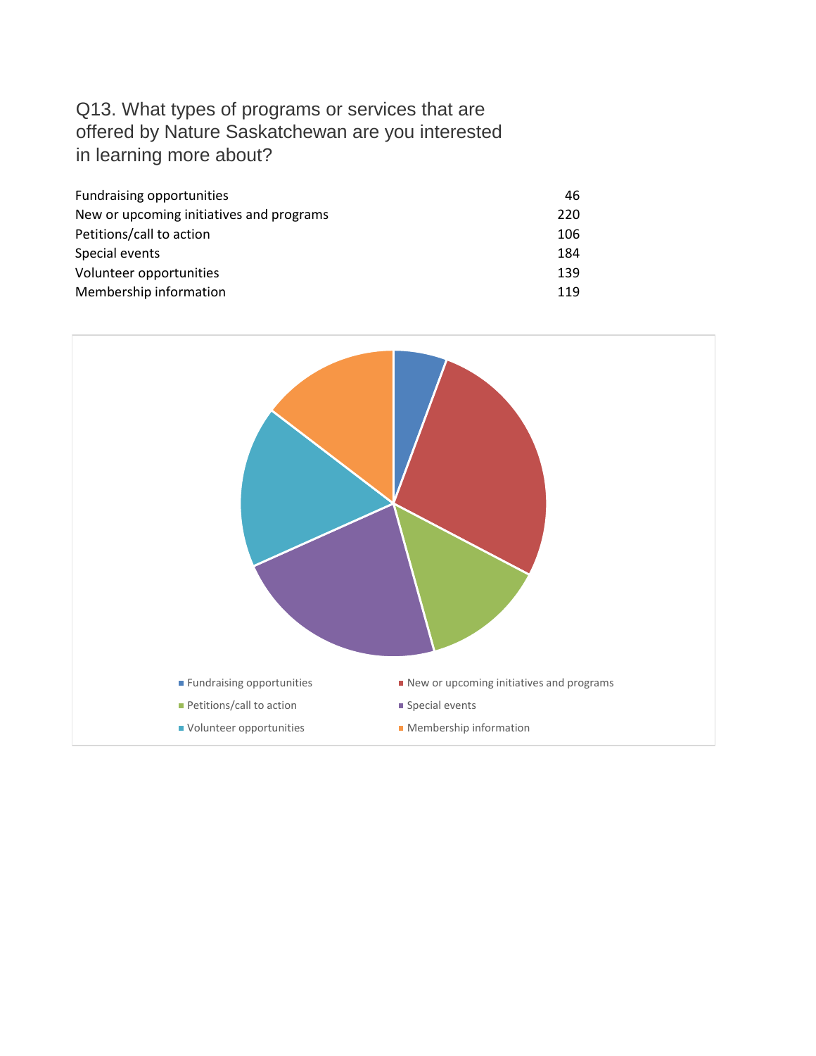## Q13. What types of programs or services that are offered by Nature Saskatchewan are you interested in learning more about?

| | |
|---|---|
| Fundraising opportunities | 46 |
| New or upcoming initiatives and programs | 220 |
| Petitions/call to action | 106 |
| Special events | 184 |
| Volunteer opportunities | 139 |
| Membership information | 119 |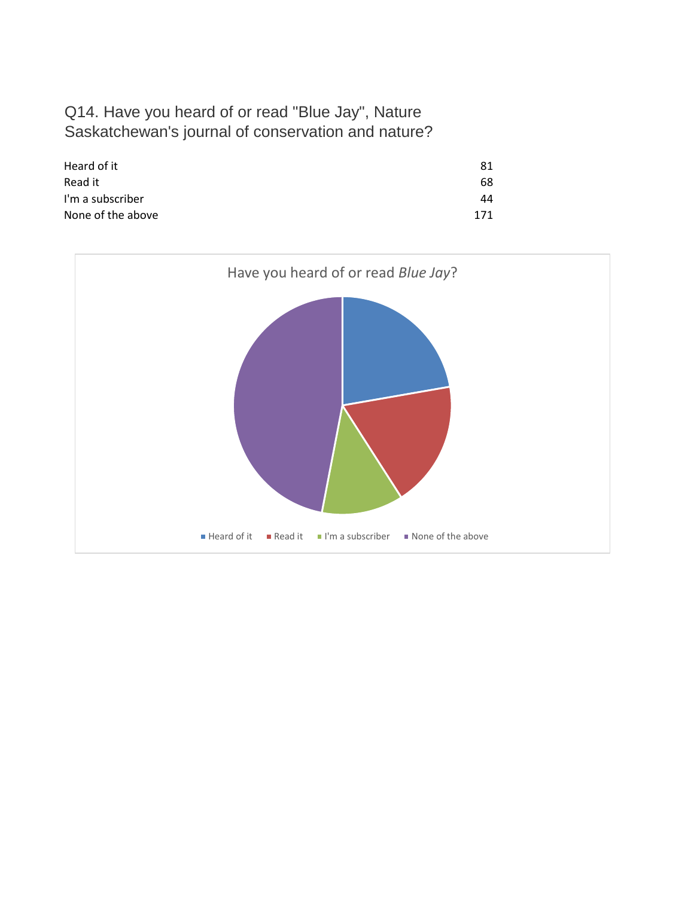## Q14. Have you heard of or read "Blue Jay", Nature Saskatchewan's journal of conservation and nature?

| | |
|---|---|
| Heard of it | 81 |
| Read it | 68 |
| I'm a subscriber | 44 |
| None of the above | 171 |

Have you heard of or read *Blue Jay*?

Heard of it · Read it · I'm a subscriber · None of the above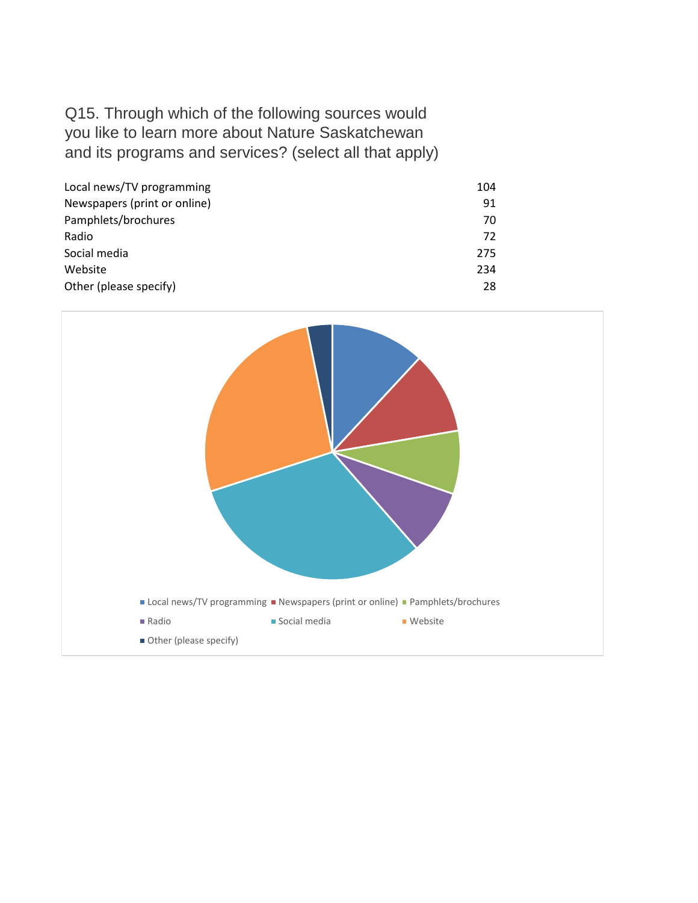Q15. Through which of the following sources would you like to learn more about Nature Saskatchewan and its programs and services? (select all that apply)

| | |
|---|---|
| Local news/TV programming | 104 |
| Newspapers (print or online) | 91 |
| Pamphlets/brochures | 70 |
| Radio | 72 |
| Social media | 275 |
| Website | 234 |
| Other (please specify) | 28 |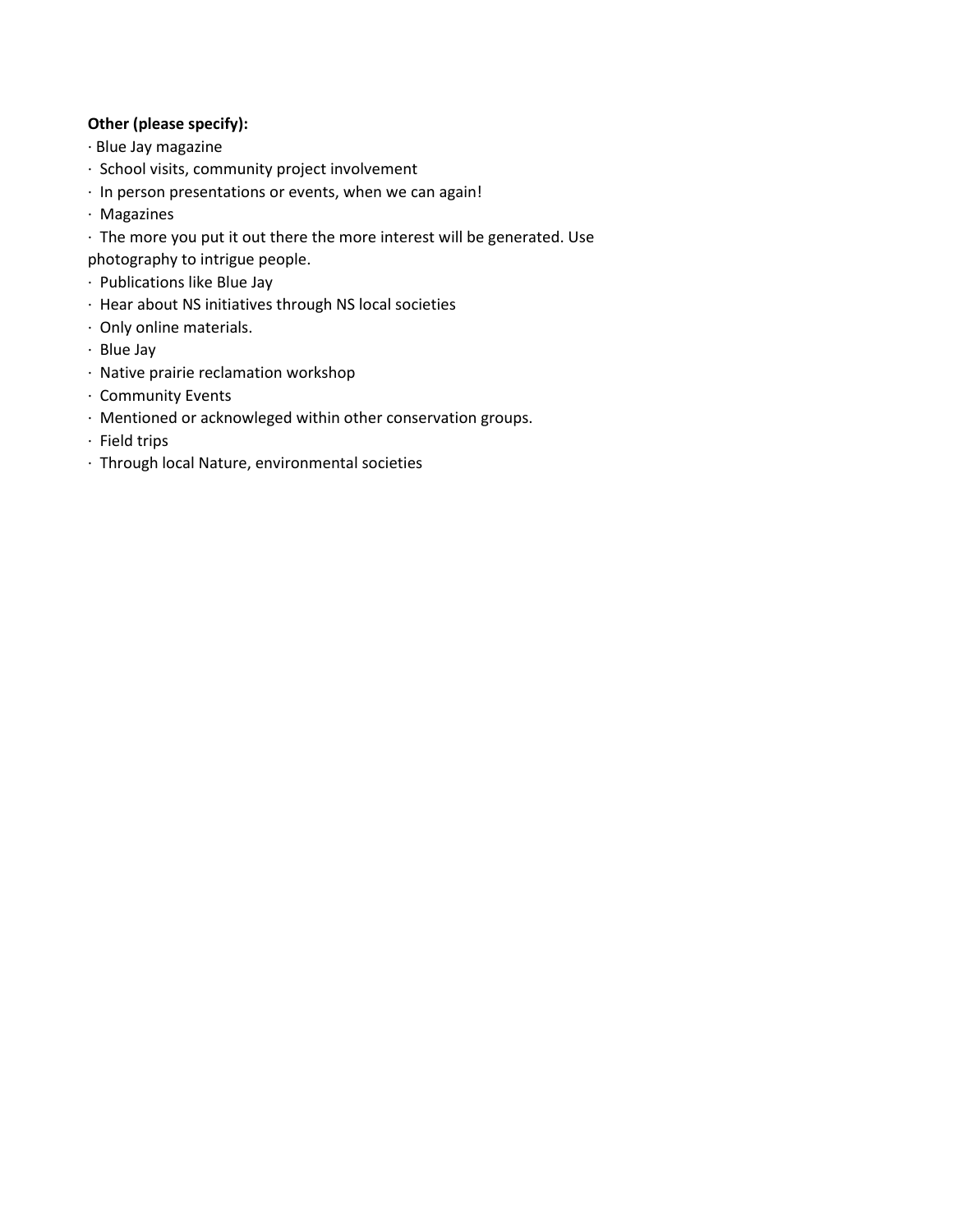**Other (please specify):**

- Blue Jay magazine
- School visits, community project involvement
- In person presentations or events, when we can again!
- Magazines
- The more you put it out there the more interest will be generated. Use photography to intrigue people.
- Publications like Blue Jay
- Hear about NS initiatives through NS local societies
- Only online materials.
- Blue Jay
- Native prairie reclamation workshop
- Community Events
- Mentioned or acknowleged within other conservation groups.
- Field trips
- Through local Nature, environmental societies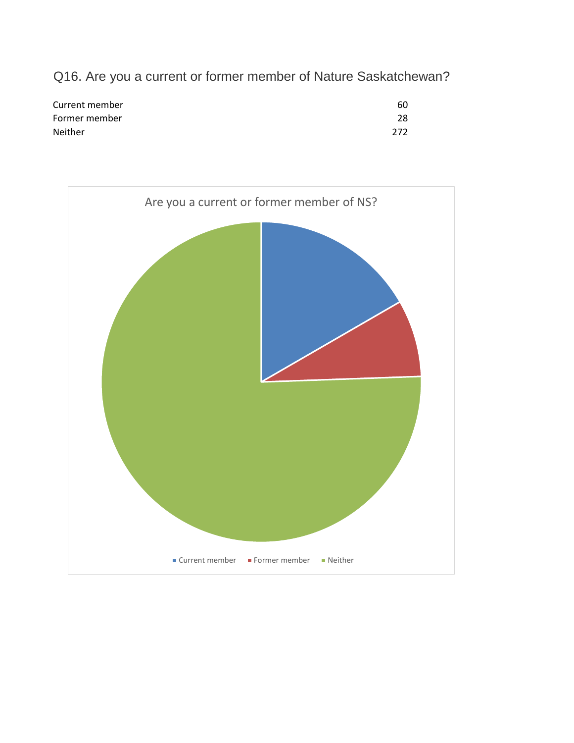## Q16. Are you a current or former member of Nature Saskatchewan?

| | |
|---|---|
| Current member | 60 |
| Former member | 28 |
| Neither | 272 |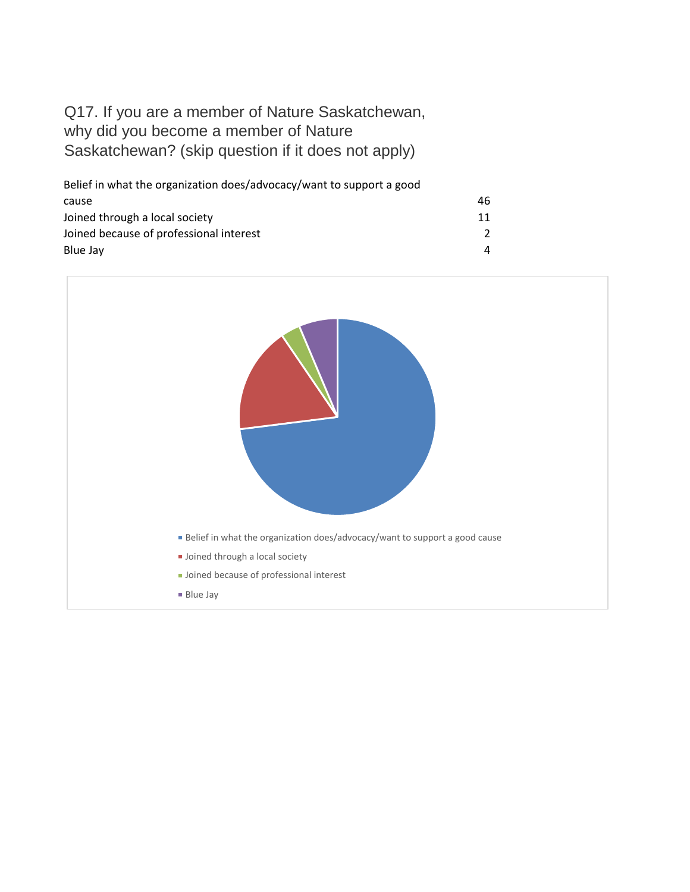Q17. If you are a member of Nature Saskatchewan, why did you become a member of Nature Saskatchewan? (skip question if it does not apply)

| | |
|---|---|
| Belief in what the organization does/advocacy/want to support a good cause | 46 |
| Joined through a local society | 11 |
| Joined because of professional interest | 2 |
| Blue Jay | 4 |

- Belief in what the organization does/advocacy/want to support a good cause
- Joined through a local society
- Joined because of professional interest
- Blue Jay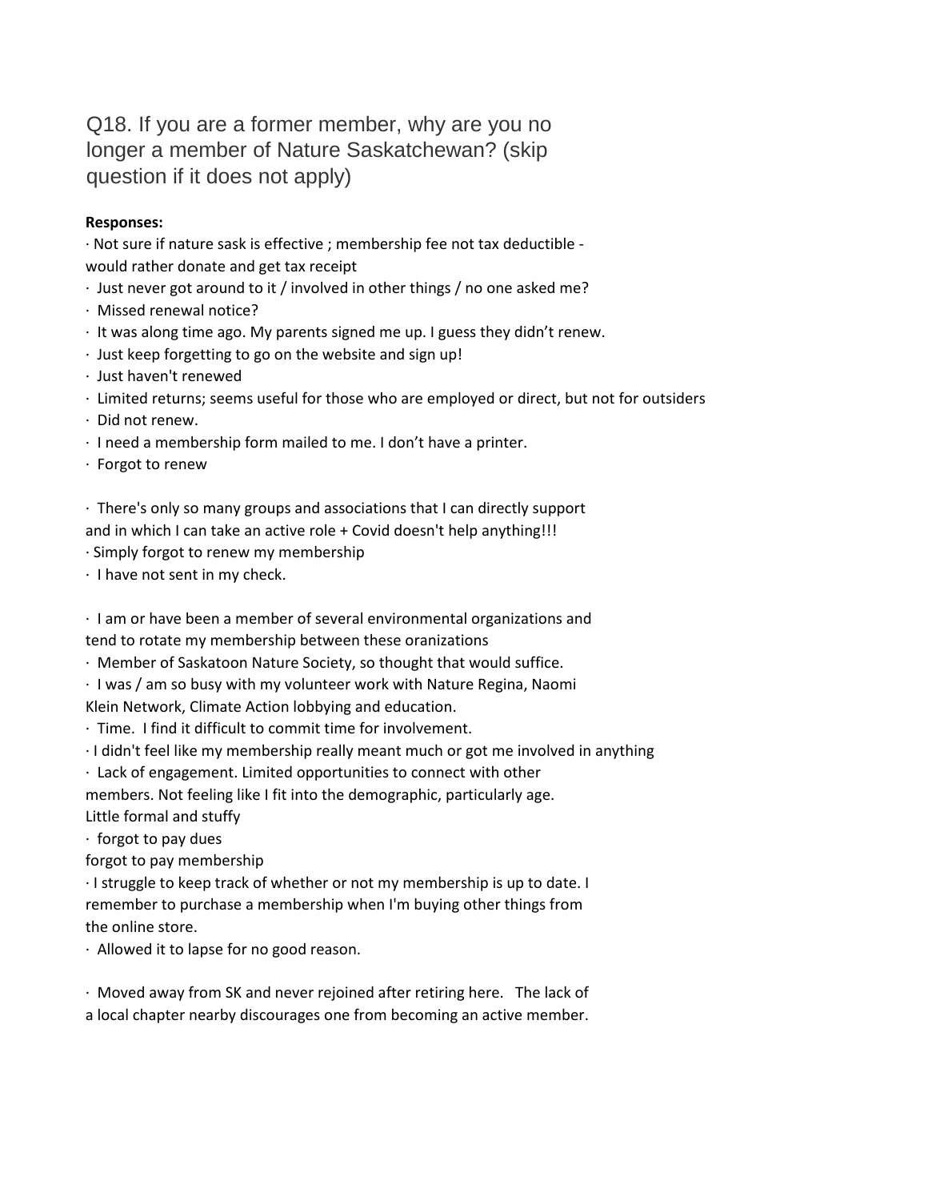## Q18. If you are a former member, why are you no longer a member of Nature Saskatchewan? (skip question if it does not apply)

**Responses:**

- Not sure if nature sask is effective ; membership fee not tax deductible - would rather donate and get tax receipt
- Just never got around to it / involved in other things / no one asked me?
- Missed renewal notice?
- It was along time ago. My parents signed me up. I guess they didn't renew.
- Just keep forgetting to go on the website and sign up!
- Just haven't renewed
- Limited returns; seems useful for those who are employed or direct, but not for outsiders
- Did not renew.
- I need a membership form mailed to me. I don't have a printer.
- Forgot to renew
- There's only so many groups and associations that I can directly support and in which I can take an active role + Covid doesn't help anything!!!
- Simply forgot to renew my membership
- I have not sent in my check.
- I am or have been a member of several environmental organizations and tend to rotate my membership between these oranizations
- Member of Saskatoon Nature Society, so thought that would suffice.
- I was / am so busy with my volunteer work with Nature Regina, Naomi Klein Network, Climate Action lobbying and education.
- Time. I find it difficult to commit time for involvement.
- I didn't feel like my membership really meant much or got me involved in anything
- Lack of engagement. Limited opportunities to connect with other members. Not feeling like I fit into the demographic, particularly age. Little formal and stuffy
- forgot to pay dues
  forgot to pay membership
- I struggle to keep track of whether or not my membership is up to date. I remember to purchase a membership when I'm buying other things from the online store.
- Allowed it to lapse for no good reason.
- Moved away from SK and never rejoined after retiring here. The lack of a local chapter nearby discourages one from becoming an active member.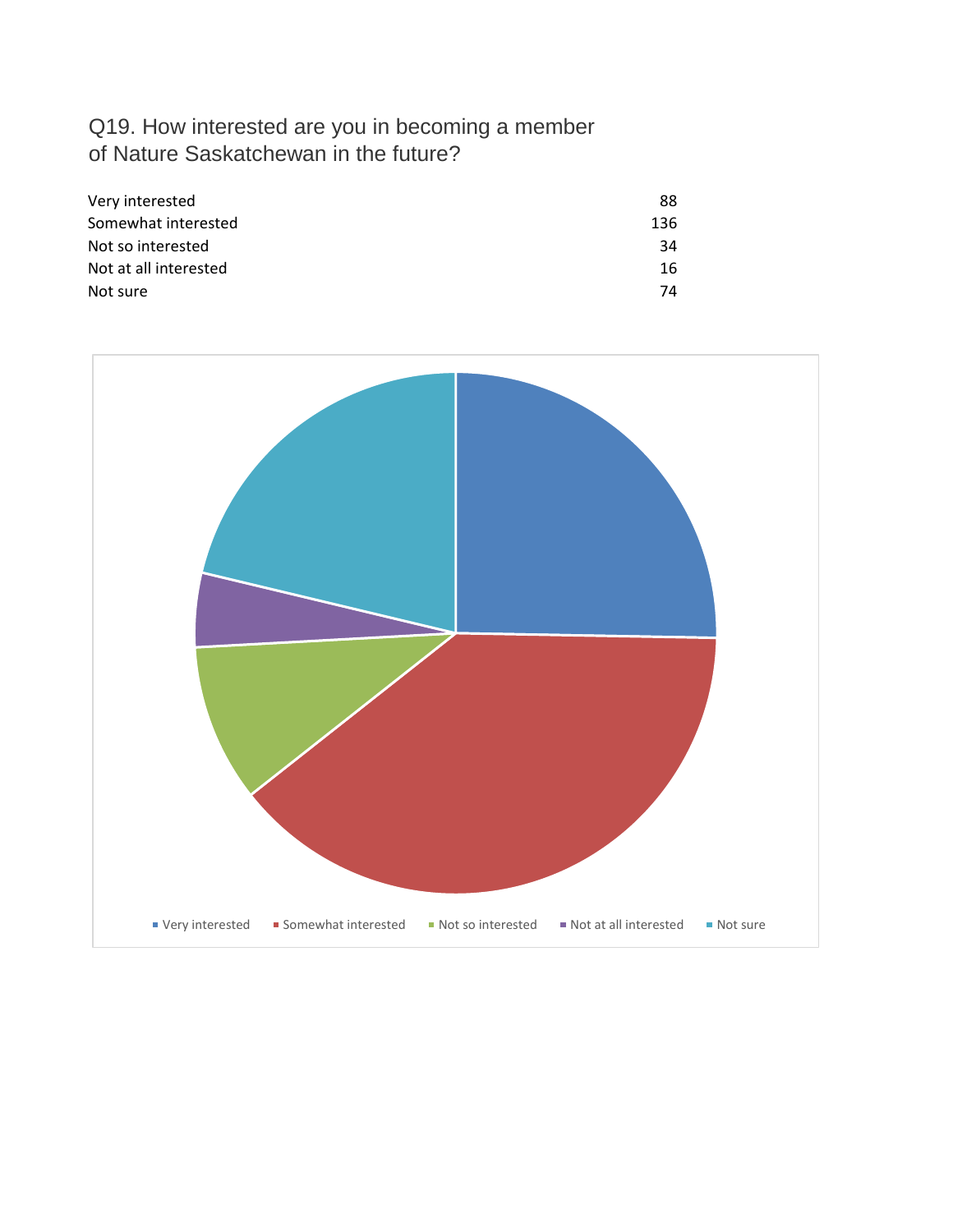Q19. How interested are you in becoming a member of Nature Saskatchewan in the future?

| | |
|---|---|
| Very interested | 88 |
| Somewhat interested | 136 |
| Not so interested | 34 |
| Not at all interested | 16 |
| Not sure | 74 |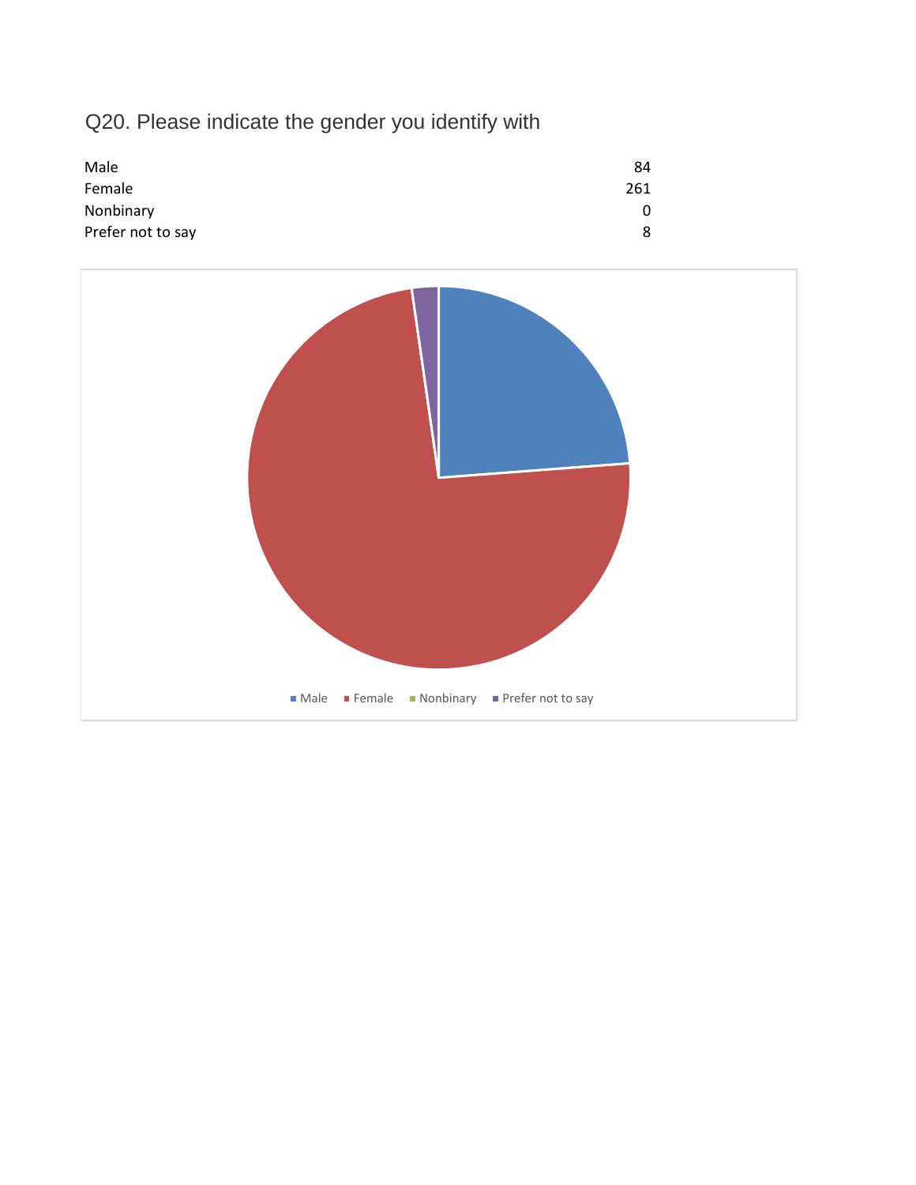## Q20. Please indicate the gender you identify with

| | |
|---|---|
| Male | 84 |
| Female | 261 |
| Nonbinary | 0 |
| Prefer not to say | 8 |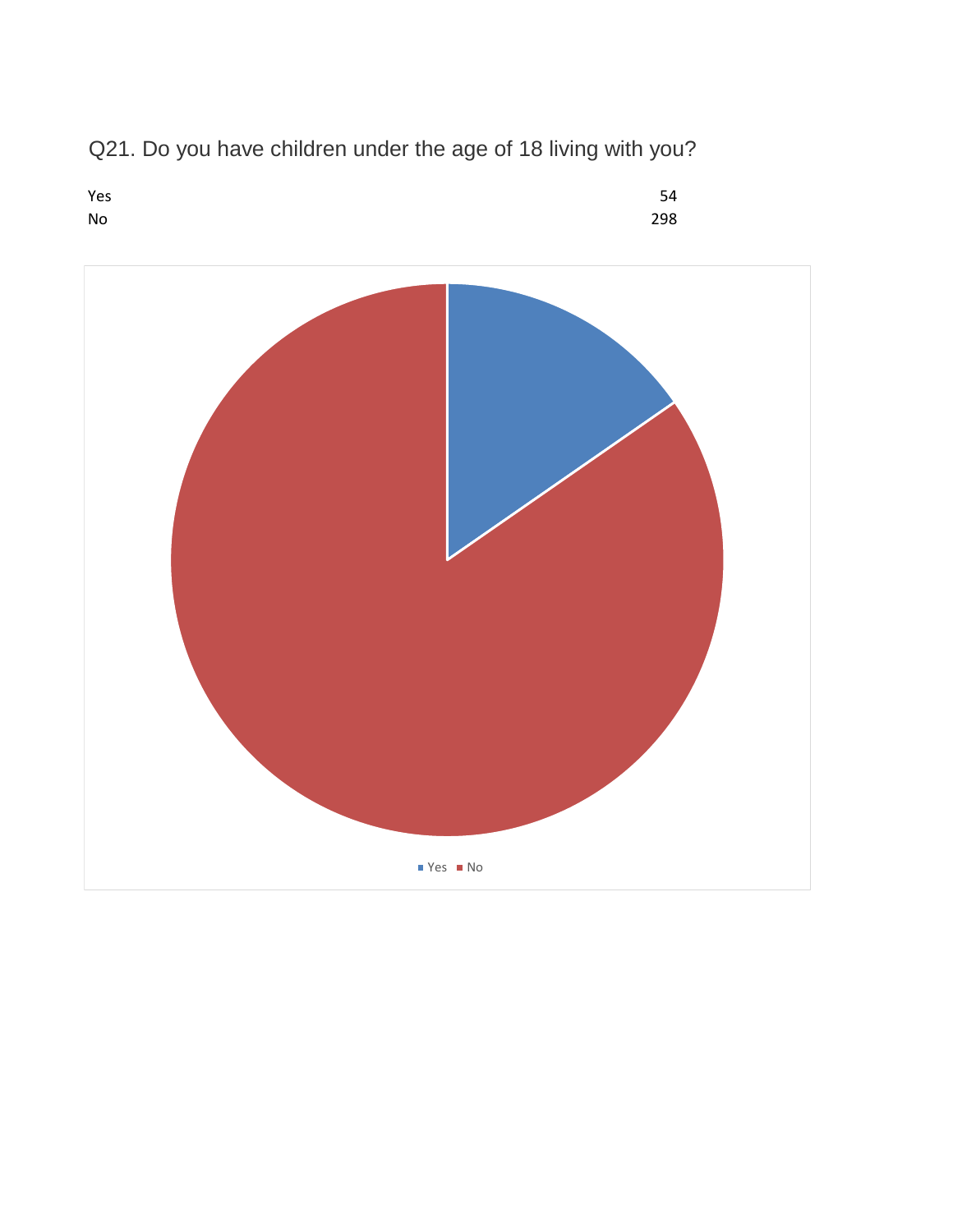## Q21. Do you have children under the age of 18 living with you?

| | |
|---|---|
| Yes | 54 |
| No | 298 |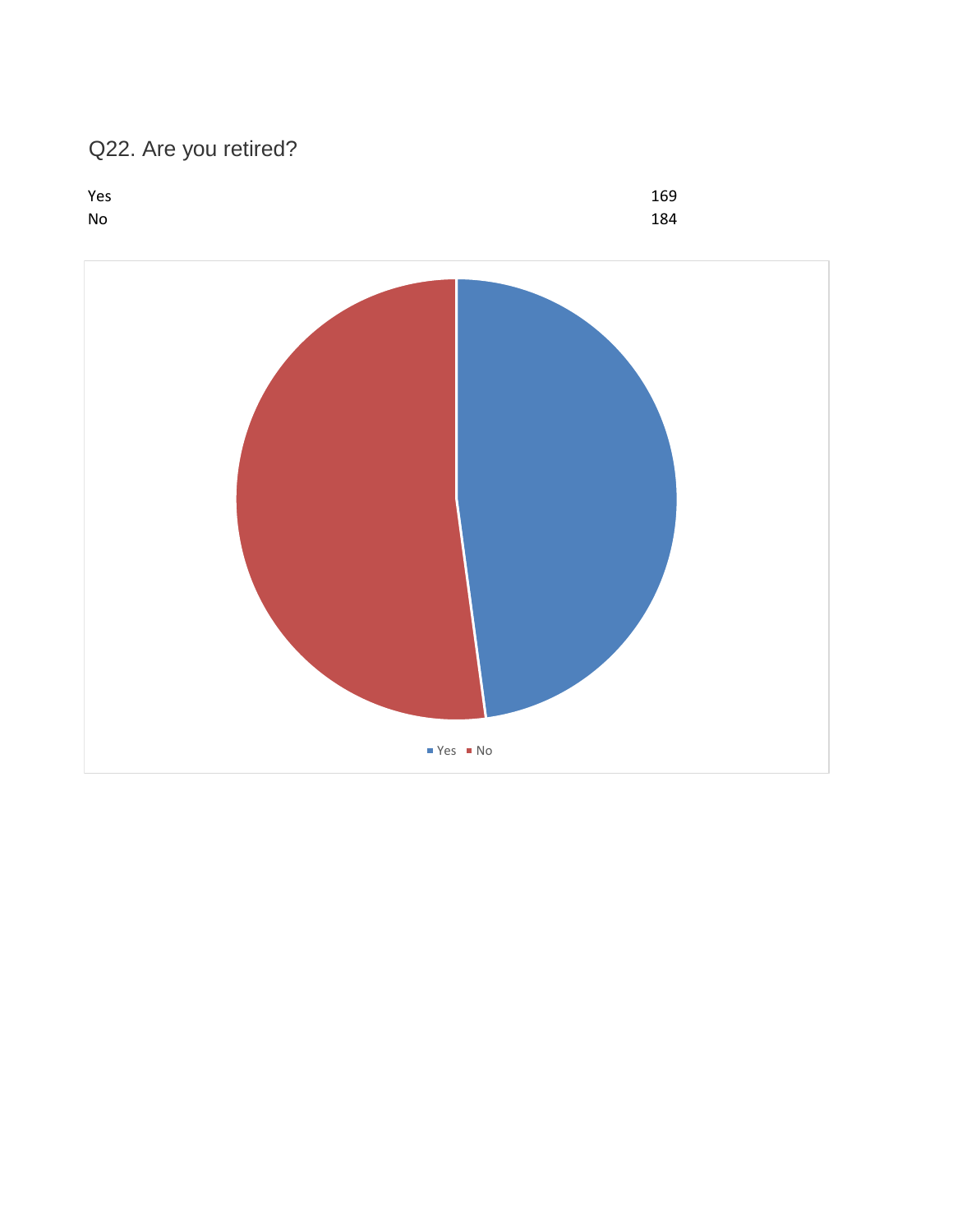## Q22. Are you retired?

| | |
|---|---|
| Yes | 169 |
| No | 184 |

Yes No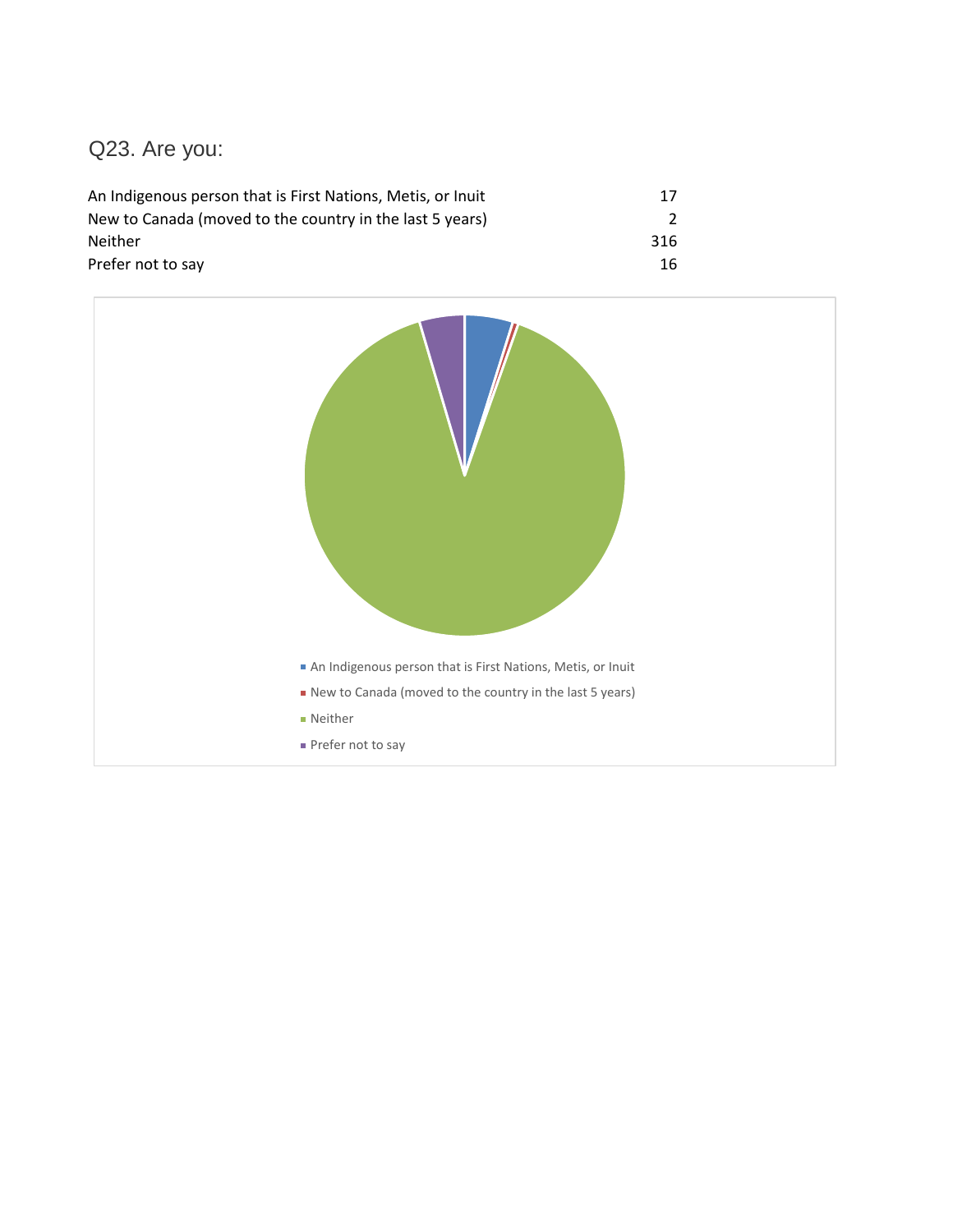## Q23. Are you:

| | |
|---|---|
| An Indigenous person that is First Nations, Metis, or Inuit | 17 |
| New to Canada (moved to the country in the last 5 years) | 2 |
| Neither | 316 |
| Prefer not to say | 16 |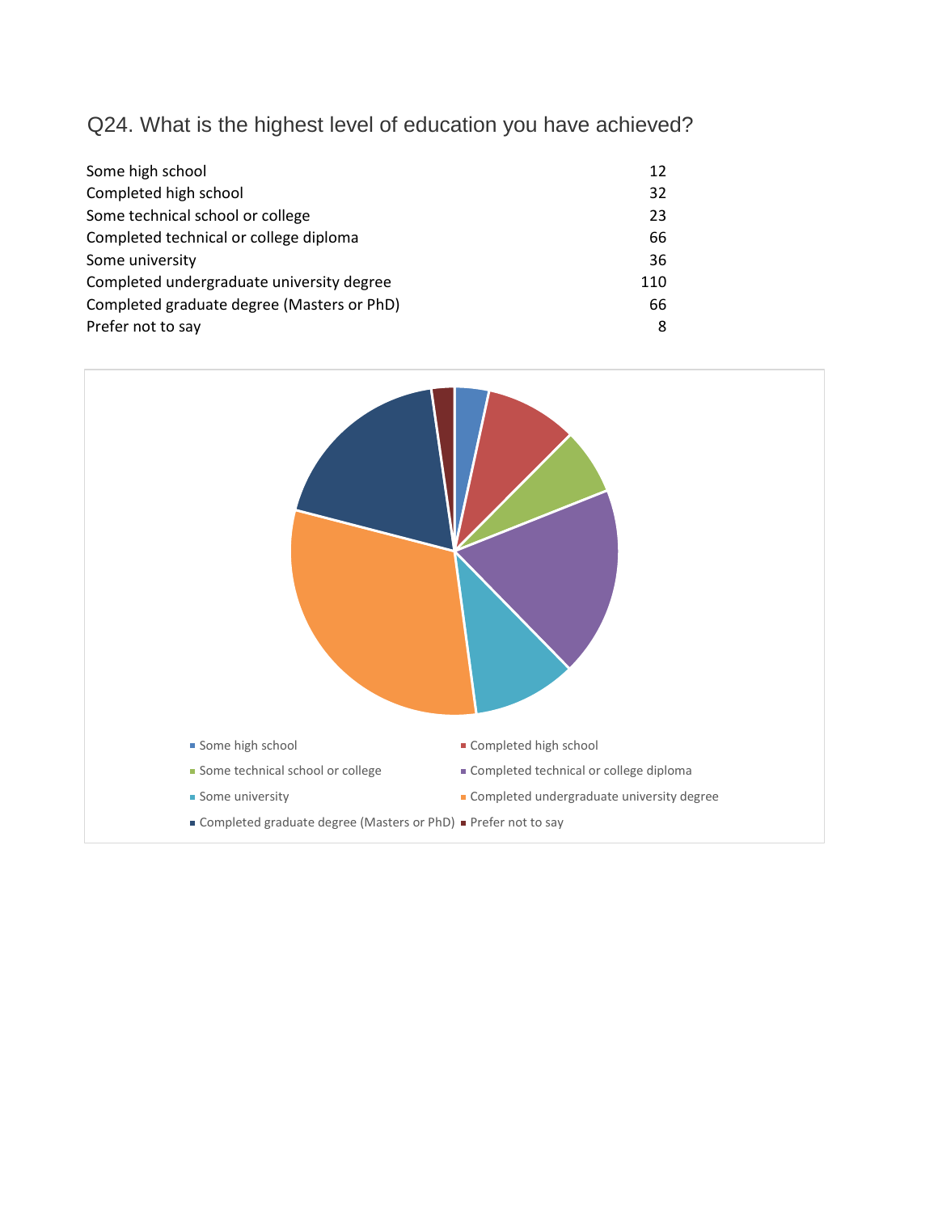## Q24. What is the highest level of education you have achieved?

| Response | Count |
|---|---|
| Some high school | 12 |
| Completed high school | 32 |
| Some technical school or college | 23 |
| Completed technical or college diploma | 66 |
| Some university | 36 |
| Completed undergraduate university degree | 110 |
| Completed graduate degree (Masters or PhD) | 66 |
| Prefer not to say | 8 |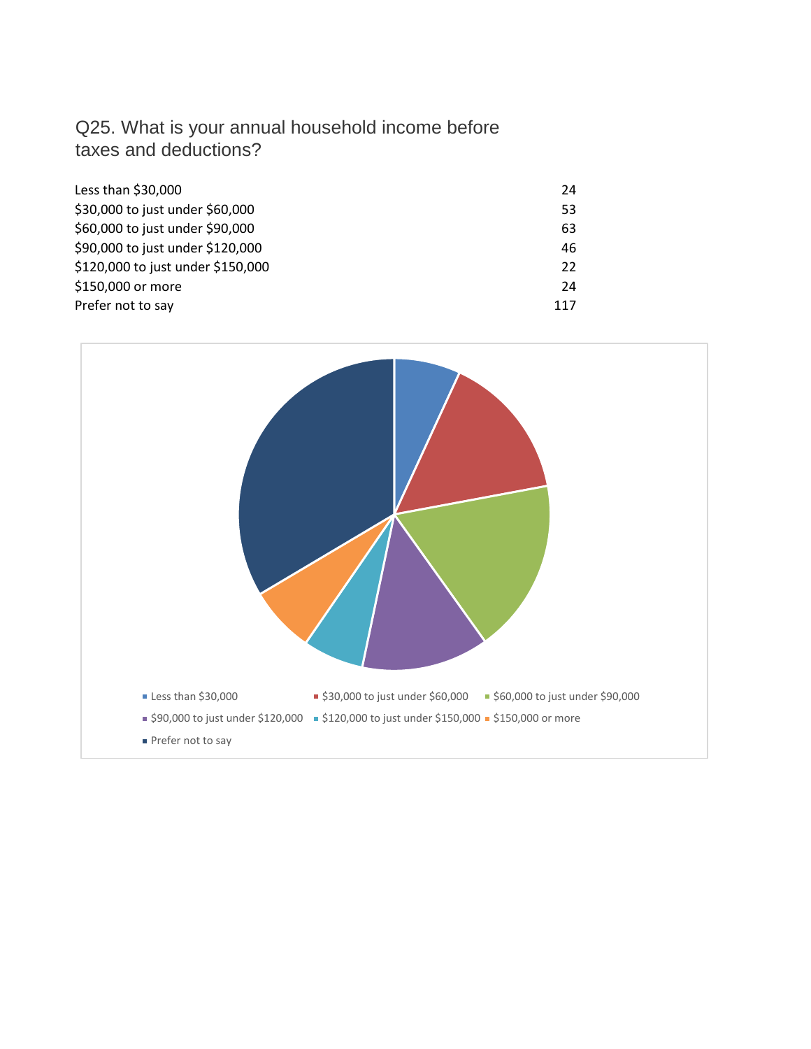## Q25. What is your annual household income before taxes and deductions?

| Response | Count |
|---|---|
| Less than $30,000 | 24 |
| $30,000 to just under $60,000 | 53 |
| $60,000 to just under $90,000 | 63 |
| $90,000 to just under $120,000 | 46 |
| $120,000 to just under $150,000 | 22 |
| $150,000 or more | 24 |
| Prefer not to say | 117 |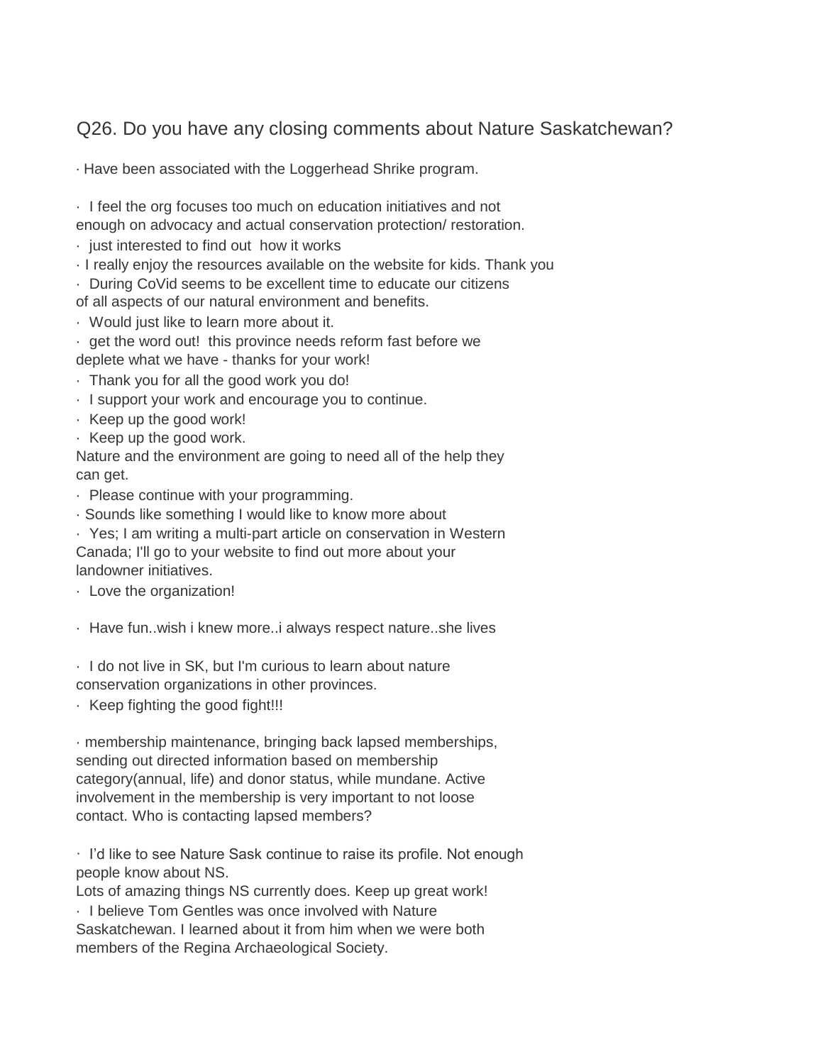## Q26. Do you have any closing comments about Nature Saskatchewan?

· Have been associated with the Loggerhead Shrike program.

· I feel the org focuses too much on education initiatives and not enough on advocacy and actual conservation protection/ restoration.

· just interested to find out how it works

· I really enjoy the resources available on the website for kids. Thank you

· During CoVid seems to be excellent time to educate our citizens of all aspects of our natural environment and benefits.

· Would just like to learn more about it.

· get the word out! this province needs reform fast before we deplete what we have - thanks for your work!

· Thank you for all the good work you do!

· I support your work and encourage you to continue.

· Keep up the good work!

· Keep up the good work.
Nature and the environment are going to need all of the help they can get.

· Please continue with your programming.

· Sounds like something I would like to know more about

· Yes; I am writing a multi-part article on conservation in Western Canada; I'll go to your website to find out more about your landowner initiatives.

· Love the organization!

· Have fun..wish i knew more..i always respect nature..she lives

· I do not live in SK, but I'm curious to learn about nature conservation organizations in other provinces.

· Keep fighting the good fight!!!

· membership maintenance, bringing back lapsed memberships, sending out directed information based on membership category(annual, life) and donor status, while mundane. Active involvement in the membership is very important to not loose contact. Who is contacting lapsed members?

· I'd like to see Nature Sask continue to raise its profile. Not enough people know about NS.
Lots of amazing things NS currently does. Keep up great work!

· I believe Tom Gentles was once involved with Nature Saskatchewan. I learned about it from him when we were both members of the Regina Archaeological Society.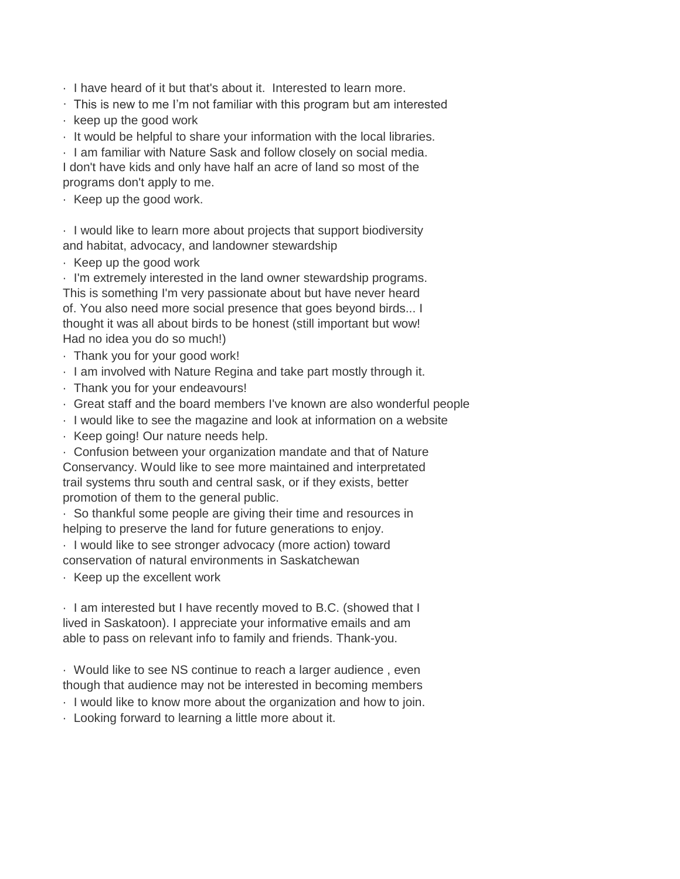- I have heard of it but that's about it.  Interested to learn more.
- This is new to me I’m not familiar with this program but am interested
- keep up the good work
- It would be helpful to share your information with the local libraries.
- I am familiar with Nature Sask and follow closely on social media. I don't have kids and only have half an acre of land so most of the programs don't apply to me.
- Keep up the good work.

- I would like to learn more about projects that support biodiversity and habitat, advocacy, and landowner stewardship
- Keep up the good work
- I'm extremely interested in the land owner stewardship programs. This is something I'm very passionate about but have never heard of. You also need more social presence that goes beyond birds... I thought it was all about birds to be honest (still important but wow! Had no idea you do so much!)
- Thank you for your good work!
- I am involved with Nature Regina and take part mostly through it.
- Thank you for your endeavours!
- Great staff and the board members I've known are also wonderful people
- I would like to see the magazine and look at information on a website
- Keep going! Our nature needs help.
- Confusion between your organization mandate and that of Nature Conservancy. Would like to see more maintained and interpretated trail systems thru south and central sask, or if they exists, better promotion of them to the general public.
- So thankful some people are giving their time and resources in helping to preserve the land for future generations to enjoy.
- I would like to see stronger advocacy (more action) toward conservation of natural environments in Saskatchewan
- Keep up the excellent work

- I am interested but I have recently moved to B.C. (showed that I lived in Saskatoon). I appreciate your informative emails and am able to pass on relevant info to family and friends. Thank-you.

- Would like to see NS continue to reach a larger audience , even though that audience may not be interested in becoming members
- I would like to know more about the organization and how to join.
- Looking forward to learning a little more about it.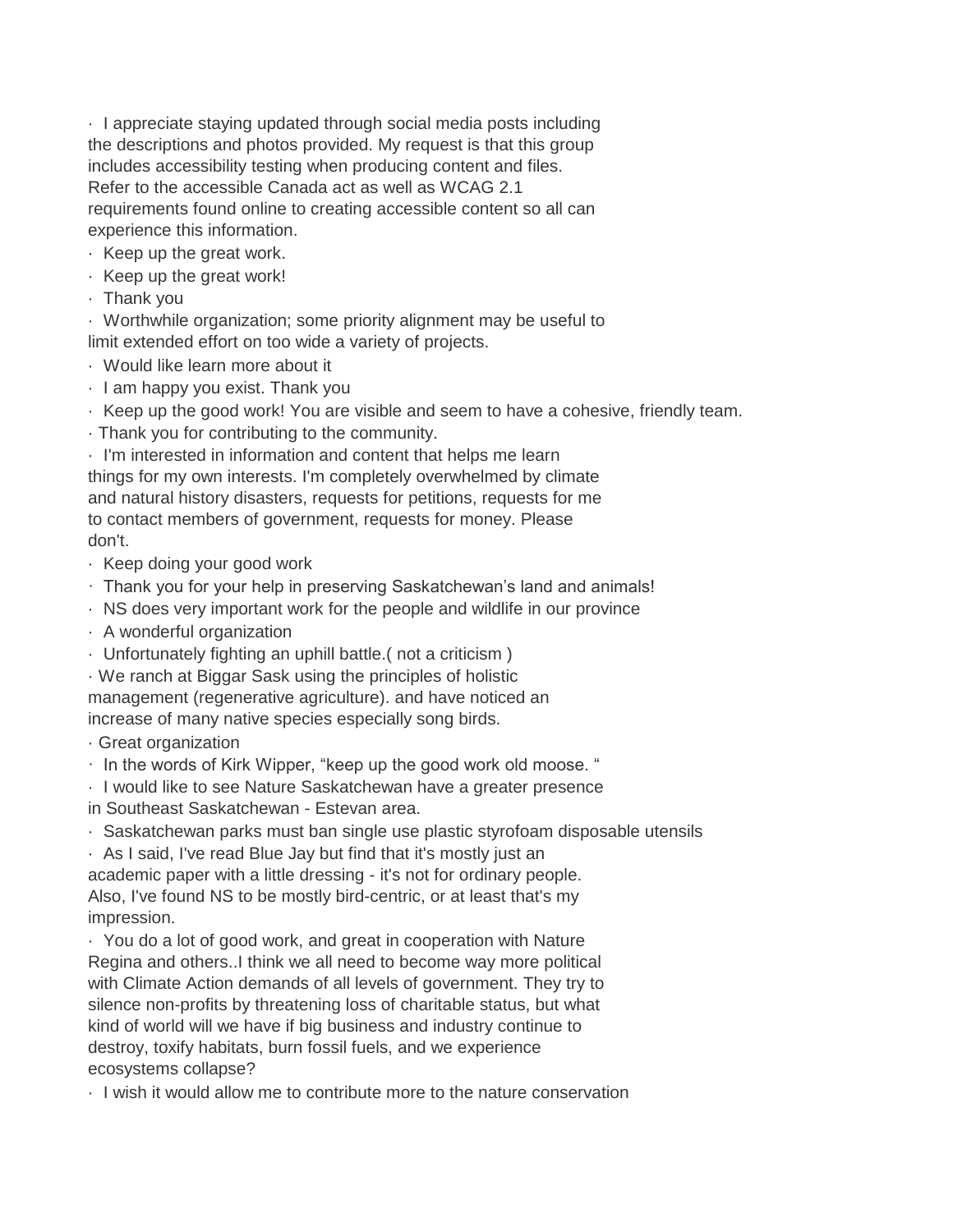- I appreciate staying updated through social media posts including the descriptions and photos provided. My request is that this group includes accessibility testing when producing content and files. Refer to the accessible Canada act as well as WCAG 2.1 requirements found online to creating accessible content so all can experience this information.
- Keep up the great work.
- Keep up the great work!
- Thank you
- Worthwhile organization; some priority alignment may be useful to limit extended effort on too wide a variety of projects.
- Would like learn more about it
- I am happy you exist. Thank you
- Keep up the good work! You are visible and seem to have a cohesive, friendly team.
- Thank you for contributing to the community.
- I'm interested in information and content that helps me learn things for my own interests. I'm completely overwhelmed by climate and natural history disasters, requests for petitions, requests for me to contact members of government, requests for money. Please don't.
- Keep doing your good work
- Thank you for your help in preserving Saskatchewan's land and animals!
- NS does very important work for the people and wildlife in our province
- A wonderful organization
- Unfortunately fighting an uphill battle.( not a criticism )
- We ranch at Biggar Sask using the principles of holistic management (regenerative agriculture). and have noticed an increase of many native species especially song birds.
- Great organization
- In the words of Kirk Wipper, "keep up the good work old moose. "
- I would like to see Nature Saskatchewan have a greater presence in Southeast Saskatchewan - Estevan area.
- Saskatchewan parks must ban single use plastic styrofoam disposable utensils
- As I said, I've read Blue Jay but find that it's mostly just an academic paper with a little dressing - it's not for ordinary people. Also, I've found NS to be mostly bird-centric, or at least that's my impression.
- You do a lot of good work, and great in cooperation with Nature Regina and others..I think we all need to become way more political with Climate Action demands of all levels of government. They try to silence non-profits by threatening loss of charitable status, but what kind of world will we have if big business and industry continue to destroy, toxify habitats, burn fossil fuels, and we experience ecosystems collapse?
- I wish it would allow me to contribute more to the nature conservation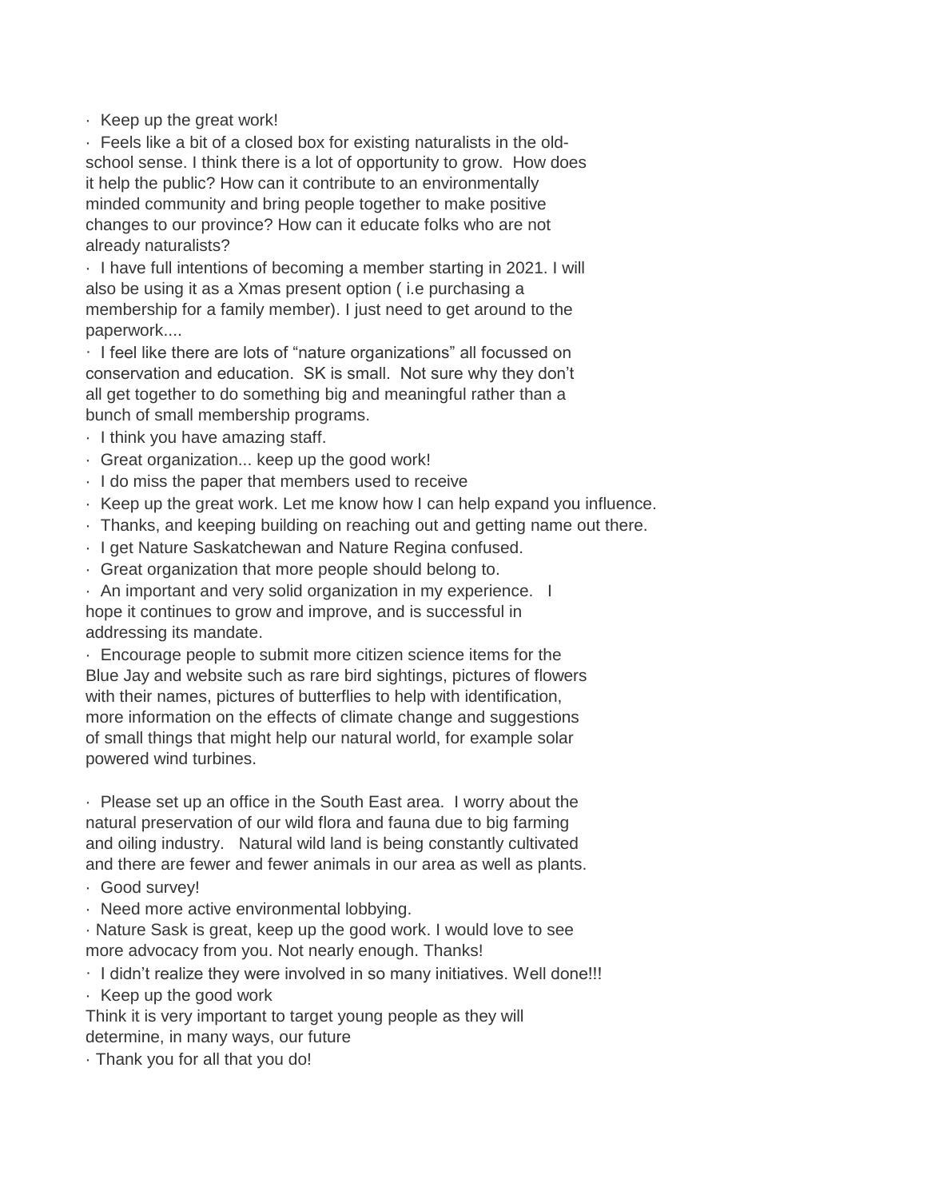- Keep up the great work!
- Feels like a bit of a closed box for existing naturalists in the old-school sense. I think there is a lot of opportunity to grow. How does it help the public? How can it contribute to an environmentally minded community and bring people together to make positive changes to our province? How can it educate folks who are not already naturalists?
- I have full intentions of becoming a member starting in 2021. I will also be using it as a Xmas present option ( i.e purchasing a membership for a family member). I just need to get around to the paperwork....
- I feel like there are lots of "nature organizations" all focussed on conservation and education. SK is small. Not sure why they don't all get together to do something big and meaningful rather than a bunch of small membership programs.
- I think you have amazing staff.
- Great organization... keep up the good work!
- I do miss the paper that members used to receive
- Keep up the great work. Let me know how I can help expand you influence.
- Thanks, and keeping building on reaching out and getting name out there.
- I get Nature Saskatchewan and Nature Regina confused.
- Great organization that more people should belong to.
- An important and very solid organization in my experience. I hope it continues to grow and improve, and is successful in addressing its mandate.
- Encourage people to submit more citizen science items for the Blue Jay and website such as rare bird sightings, pictures of flowers with their names, pictures of butterflies to help with identification, more information on the effects of climate change and suggestions of small things that might help our natural world, for example solar powered wind turbines.

- Please set up an office in the South East area. I worry about the natural preservation of our wild flora and fauna due to big farming and oiling industry. Natural wild land is being constantly cultivated and there are fewer and fewer animals in our area as well as plants.
- Good survey!
- Need more active environmental lobbying.
- Nature Sask is great, keep up the good work. I would love to see more advocacy from you. Not nearly enough. Thanks!
- I didn't realize they were involved in so many initiatives. Well done!!!
- Keep up the good work

Think it is very important to target young people as they will determine, in many ways, our future

- Thank you for all that you do!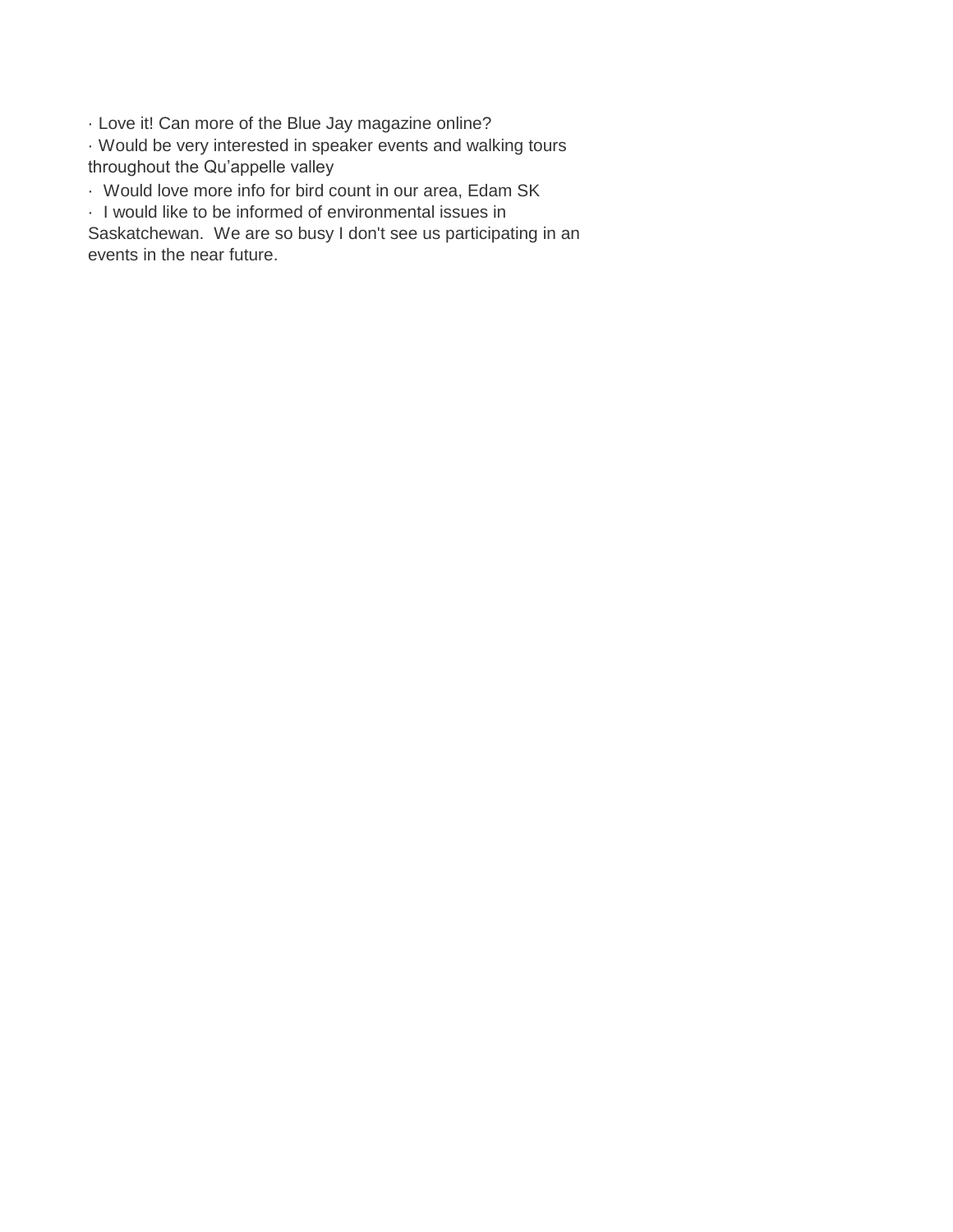- Love it! Can more of the Blue Jay magazine online?
- Would be very interested in speaker events and walking tours throughout the Qu'appelle valley
- Would love more info for bird count in our area, Edam SK
- I would like to be informed of environmental issues in Saskatchewan. We are so busy I don't see us participating in an events in the near future.